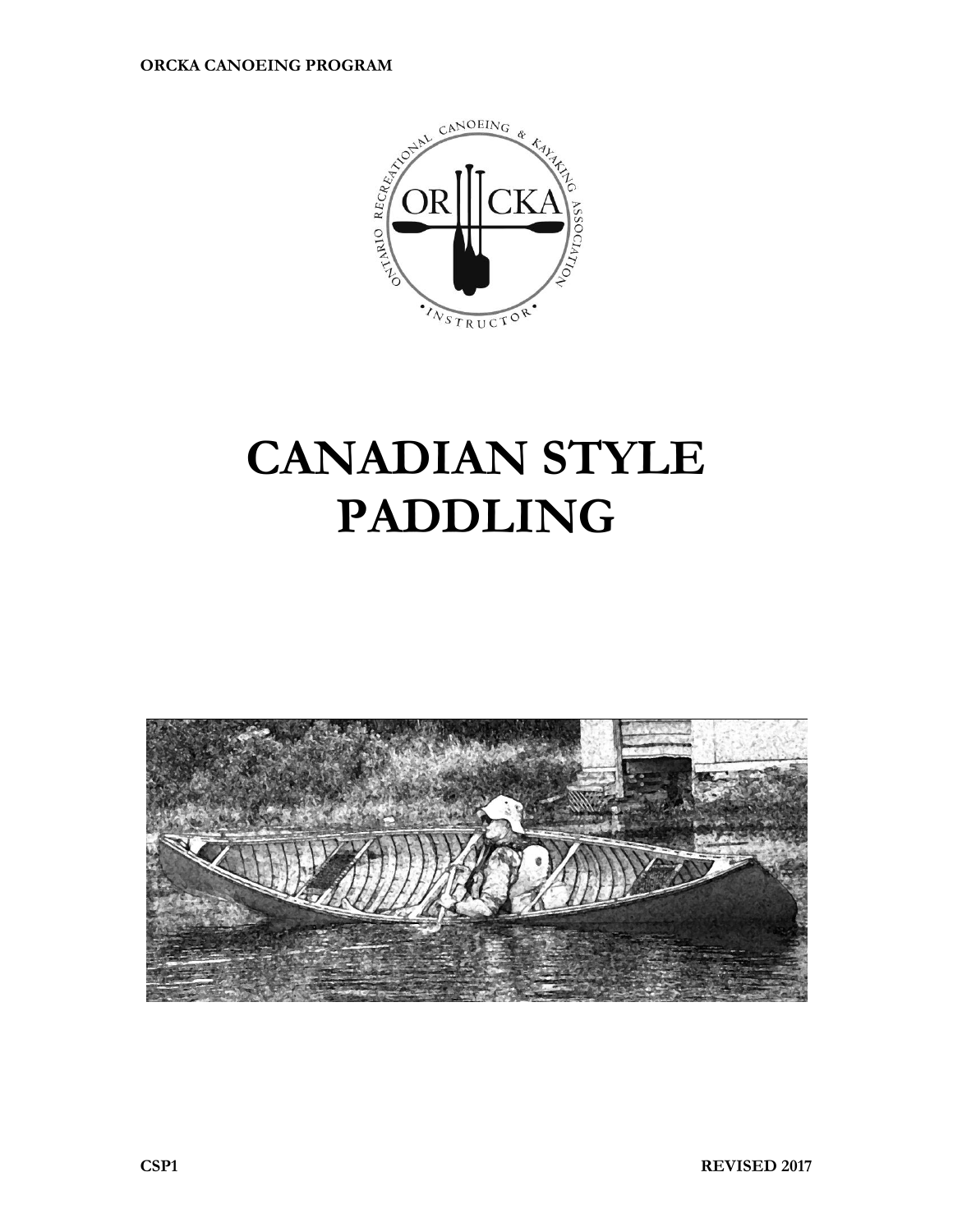ORCKA CANOEING PROGRAM

# CANADIAN STYLE PADDLING

CSP1

REVISED 2017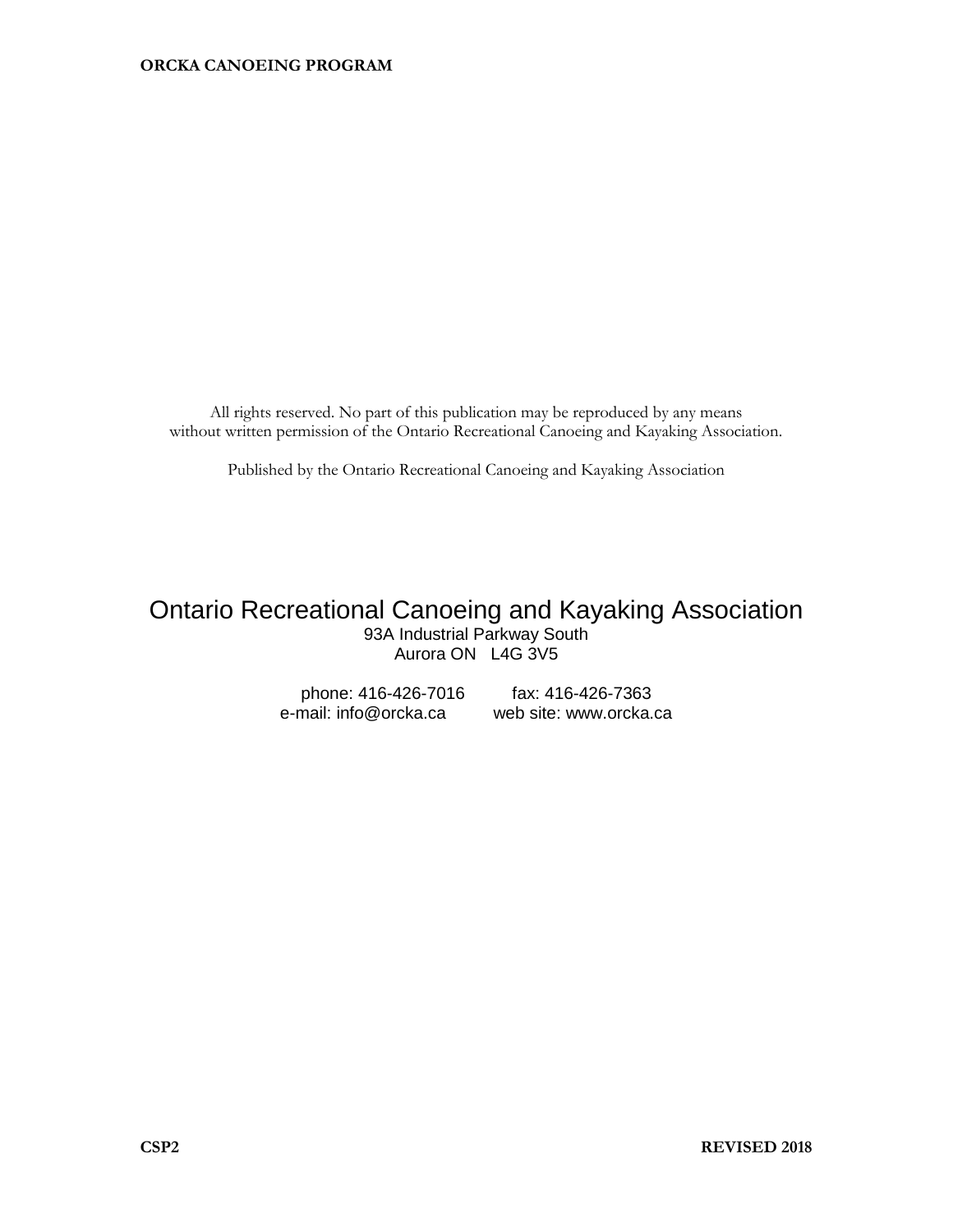All rights reserved. No part of this publication may be reproduced by any means without written permission of the Ontario Recreational Canoeing and Kayaking Association.

Published by the Ontario Recreational Canoeing and Kayaking Association

## Ontario Recreational Canoeing and Kayaking Association

93A Industrial Parkway South
Aurora ON L4G 3V5

phone: 416-426-7016 fax: 416-426-7363
e-mail: info@orcka.ca web site: www.orcka.ca

CSP2 REVISED 2018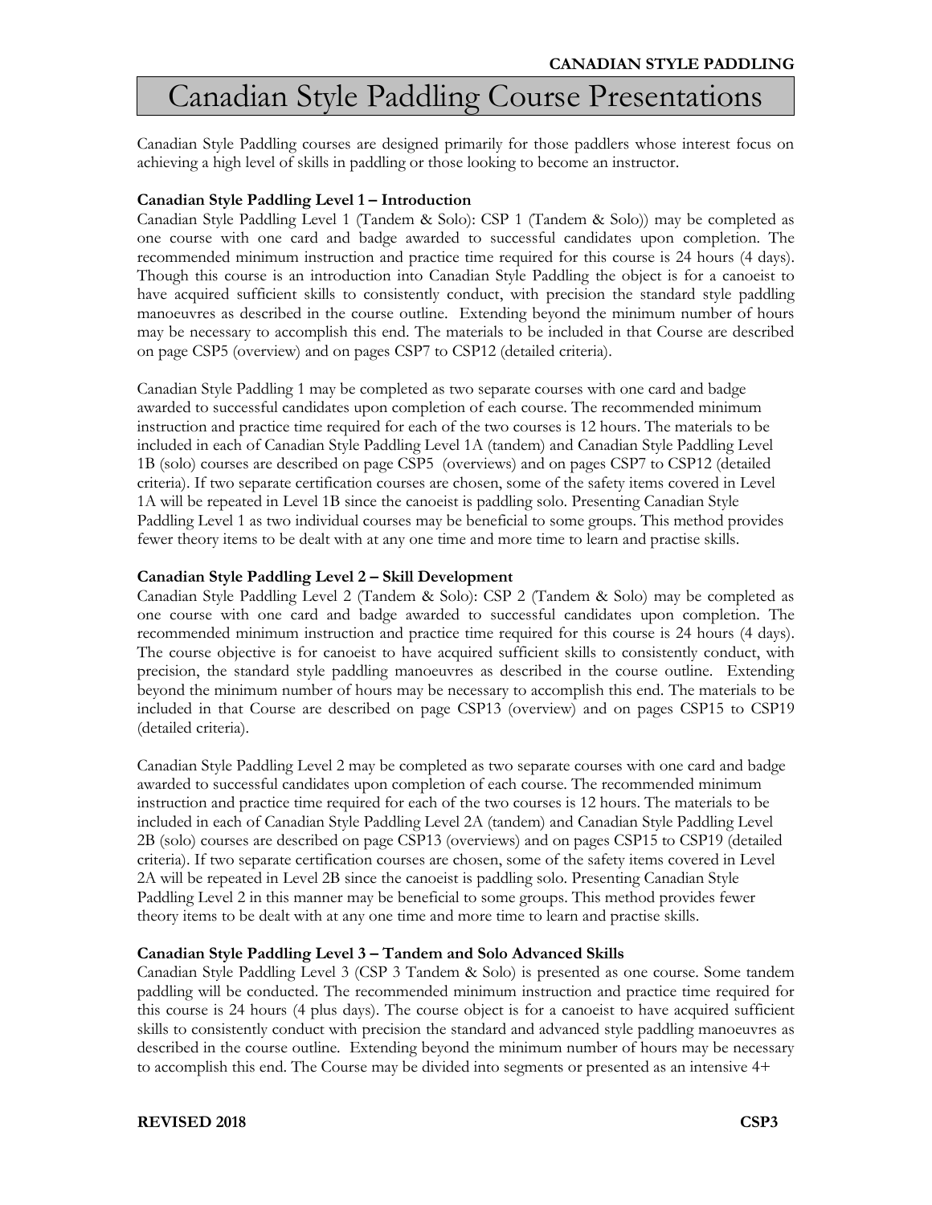# Canadian Style Paddling Course Presentations

Canadian Style Paddling courses are designed primarily for those paddlers whose interest focus on achieving a high level of skills in paddling or those looking to become an instructor.

**Canadian Style Paddling Level 1 – Introduction**

Canadian Style Paddling Level 1 (Tandem & Solo): CSP 1 (Tandem & Solo)) may be completed as one course with one card and badge awarded to successful candidates upon completion. The recommended minimum instruction and practice time required for this course is 24 hours (4 days). Though this course is an introduction into Canadian Style Paddling the object is for a canoeist to have acquired sufficient skills to consistently conduct, with precision the standard style paddling manoeuvres as described in the course outline. Extending beyond the minimum number of hours may be necessary to accomplish this end. The materials to be included in that Course are described on page CSP5 (overview) and on pages CSP7 to CSP12 (detailed criteria).

Canadian Style Paddling 1 may be completed as two separate courses with one card and badge awarded to successful candidates upon completion of each course. The recommended minimum instruction and practice time required for each of the two courses is 12 hours. The materials to be included in each of Canadian Style Paddling Level 1A (tandem) and Canadian Style Paddling Level 1B (solo) courses are described on page CSP5 (overviews) and on pages CSP7 to CSP12 (detailed criteria). If two separate certification courses are chosen, some of the safety items covered in Level 1A will be repeated in Level 1B since the canoeist is paddling solo. Presenting Canadian Style Paddling Level 1 as two individual courses may be beneficial to some groups. This method provides fewer theory items to be dealt with at any one time and more time to learn and practise skills.

**Canadian Style Paddling Level 2 – Skill Development**

Canadian Style Paddling Level 2 (Tandem & Solo): CSP 2 (Tandem & Solo) may be completed as one course with one card and badge awarded to successful candidates upon completion. The recommended minimum instruction and practice time required for this course is 24 hours (4 days). The course objective is for canoeist to have acquired sufficient skills to consistently conduct, with precision, the standard style paddling manoeuvres as described in the course outline. Extending beyond the minimum number of hours may be necessary to accomplish this end. The materials to be included in that Course are described on page CSP13 (overview) and on pages CSP15 to CSP19 (detailed criteria).

Canadian Style Paddling Level 2 may be completed as two separate courses with one card and badge awarded to successful candidates upon completion of each course. The recommended minimum instruction and practice time required for each of the two courses is 12 hours. The materials to be included in each of Canadian Style Paddling Level 2A (tandem) and Canadian Style Paddling Level 2B (solo) courses are described on page CSP13 (overviews) and on pages CSP15 to CSP19 (detailed criteria). If two separate certification courses are chosen, some of the safety items covered in Level 2A will be repeated in Level 2B since the canoeist is paddling solo. Presenting Canadian Style Paddling Level 2 in this manner may be beneficial to some groups. This method provides fewer theory items to be dealt with at any one time and more time to learn and practise skills.

**Canadian Style Paddling Level 3 – Tandem and Solo Advanced Skills**

Canadian Style Paddling Level 3 (CSP 3 Tandem & Solo) is presented as one course. Some tandem paddling will be conducted. The recommended minimum instruction and practice time required for this course is 24 hours (4 plus days). The course object is for a canoeist to have acquired sufficient skills to consistently conduct with precision the standard and advanced style paddling manoeuvres as described in the course outline. Extending beyond the minimum number of hours may be necessary to accomplish this end. The Course may be divided into segments or presented as an intensive 4+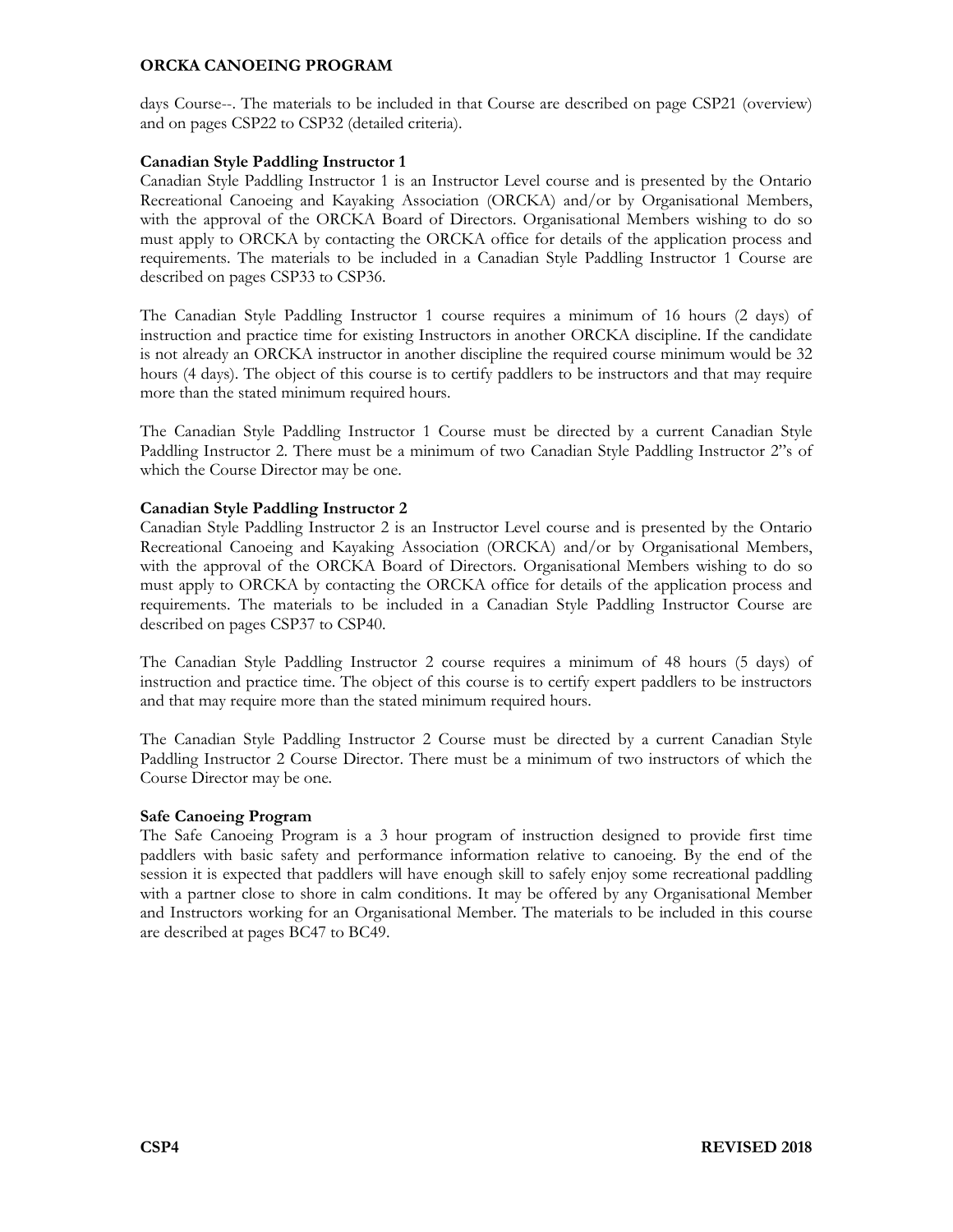days Course--. The materials to be included in that Course are described on page CSP21 (overview) and on pages CSP22 to CSP32 (detailed criteria).

**Canadian Style Paddling Instructor 1**

Canadian Style Paddling Instructor 1 is an Instructor Level course and is presented by the Ontario Recreational Canoeing and Kayaking Association (ORCKA) and/or by Organisational Members, with the approval of the ORCKA Board of Directors. Organisational Members wishing to do so must apply to ORCKA by contacting the ORCKA office for details of the application process and requirements. The materials to be included in a Canadian Style Paddling Instructor 1 Course are described on pages CSP33 to CSP36.

The Canadian Style Paddling Instructor 1 course requires a minimum of 16 hours (2 days) of instruction and practice time for existing Instructors in another ORCKA discipline. If the candidate is not already an ORCKA instructor in another discipline the required course minimum would be 32 hours (4 days). The object of this course is to certify paddlers to be instructors and that may require more than the stated minimum required hours.

The Canadian Style Paddling Instructor 1 Course must be directed by a current Canadian Style Paddling Instructor 2. There must be a minimum of two Canadian Style Paddling Instructor 2"s of which the Course Director may be one.

**Canadian Style Paddling Instructor 2**

Canadian Style Paddling Instructor 2 is an Instructor Level course and is presented by the Ontario Recreational Canoeing and Kayaking Association (ORCKA) and/or by Organisational Members, with the approval of the ORCKA Board of Directors. Organisational Members wishing to do so must apply to ORCKA by contacting the ORCKA office for details of the application process and requirements. The materials to be included in a Canadian Style Paddling Instructor Course are described on pages CSP37 to CSP40.

The Canadian Style Paddling Instructor 2 course requires a minimum of 48 hours (5 days) of instruction and practice time. The object of this course is to certify expert paddlers to be instructors and that may require more than the stated minimum required hours.

The Canadian Style Paddling Instructor 2 Course must be directed by a current Canadian Style Paddling Instructor 2 Course Director. There must be a minimum of two instructors of which the Course Director may be one.

**Safe Canoeing Program**

The Safe Canoeing Program is a 3 hour program of instruction designed to provide first time paddlers with basic safety and performance information relative to canoeing. By the end of the session it is expected that paddlers will have enough skill to safely enjoy some recreational paddling with a partner close to shore in calm conditions. It may be offered by any Organisational Member and Instructors working for an Organisational Member. The materials to be included in this course are described at pages BC47 to BC49.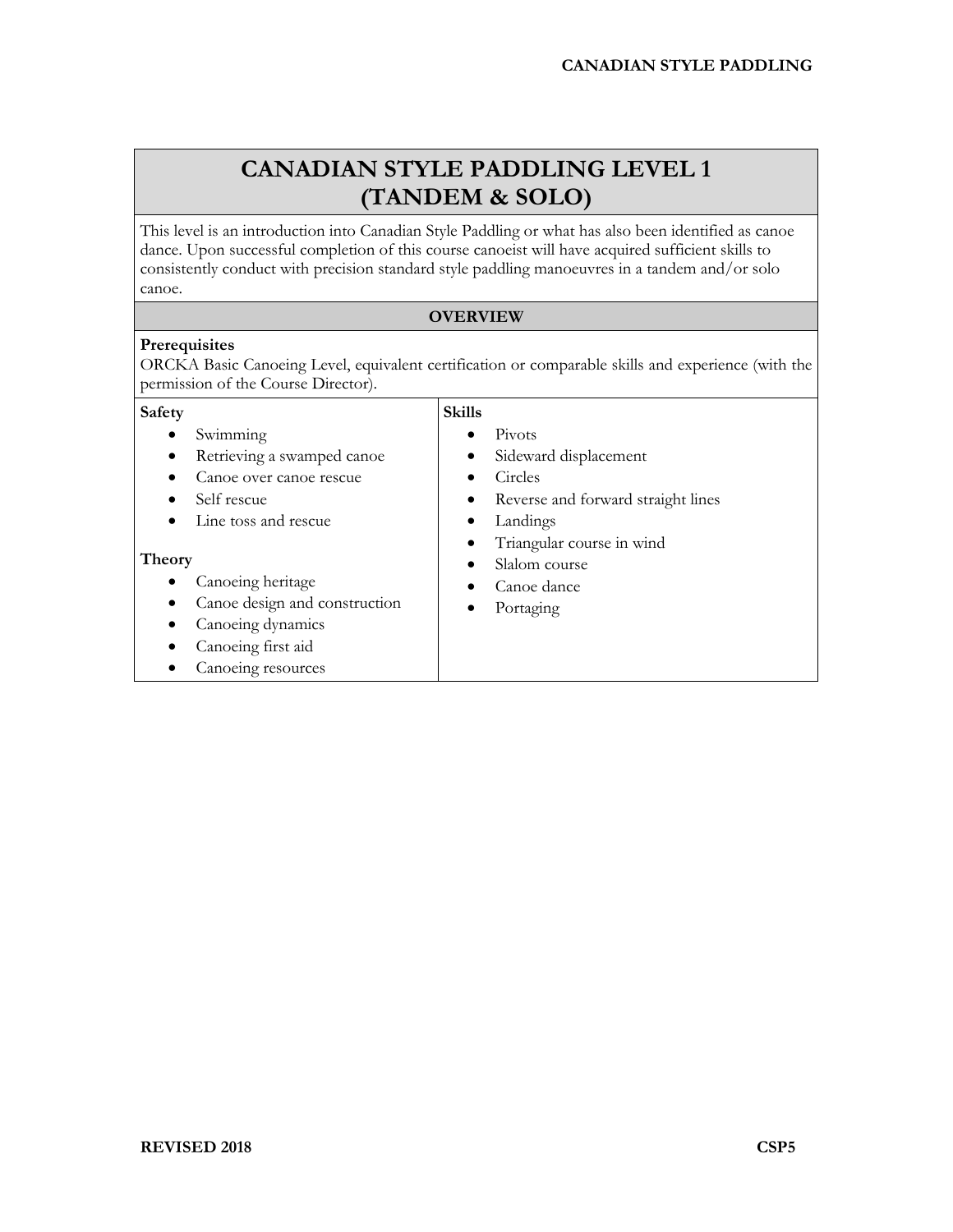# CANADIAN STYLE PADDLING LEVEL 1 (TANDEM & SOLO)

This level is an introduction into Canadian Style Paddling or what has also been identified as canoe dance. Upon successful completion of this course canoeist will have acquired sufficient skills to consistently conduct with precision standard style paddling manoeuvres in a tandem and/or solo canoe.

## OVERVIEW

**Prerequisites**
ORCKA Basic Canoeing Level, equivalent certification or comparable skills and experience (with the permission of the Course Director).

**Safety**

- Swimming
- Retrieving a swamped canoe
- Canoe over canoe rescue
- Self rescue
- Line toss and rescue

**Theory**

- Canoeing heritage
- Canoe design and construction
- Canoeing dynamics
- Canoeing first aid
- Canoeing resources

**Skills**

- Pivots
- Sideward displacement
- Circles
- Reverse and forward straight lines
- Landings
- Triangular course in wind
- Slalom course
- Canoe dance
- Portaging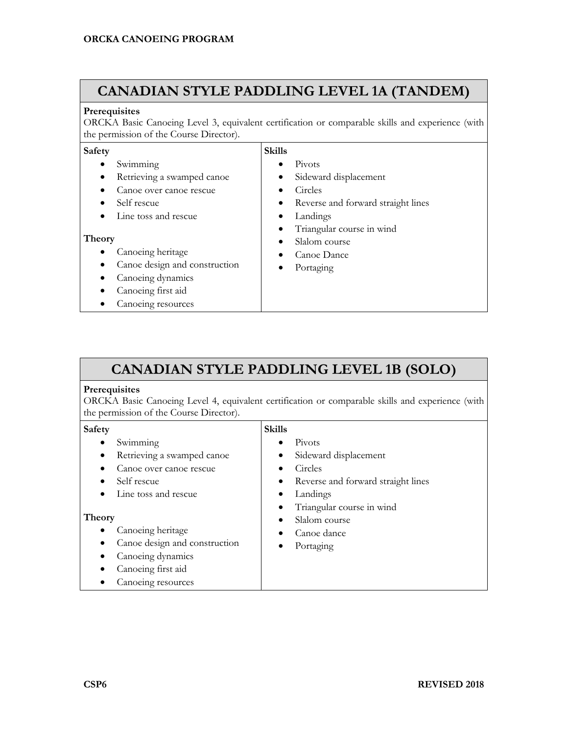## CANADIAN STYLE PADDLING LEVEL 1A (TANDEM)

**Prerequisites**
ORCKA Basic Canoeing Level 3, equivalent certification or comparable skills and experience (with the permission of the Course Director).

**Safety**

- Swimming
- Retrieving a swamped canoe
- Canoe over canoe rescue
- Self rescue
- Line toss and rescue

**Theory**

- Canoeing heritage
- Canoe design and construction
- Canoeing dynamics
- Canoeing first aid
- Canoeing resources

**Skills**

- Pivots
- Sideward displacement
- Circles
- Reverse and forward straight lines
- Landings
- Triangular course in wind
- Slalom course
- Canoe Dance
- Portaging

## CANADIAN STYLE PADDLING LEVEL 1B (SOLO)

**Prerequisites**
ORCKA Basic Canoeing Level 4, equivalent certification or comparable skills and experience (with the permission of the Course Director).

**Safety**

- Swimming
- Retrieving a swamped canoe
- Canoe over canoe rescue
- Self rescue
- Line toss and rescue

**Theory**

- Canoeing heritage
- Canoe design and construction
- Canoeing dynamics
- Canoeing first aid
- Canoeing resources

**Skills**

- Pivots
- Sideward displacement
- Circles
- Reverse and forward straight lines
- Landings
- Triangular course in wind
- Slalom course
- Canoe dance
- Portaging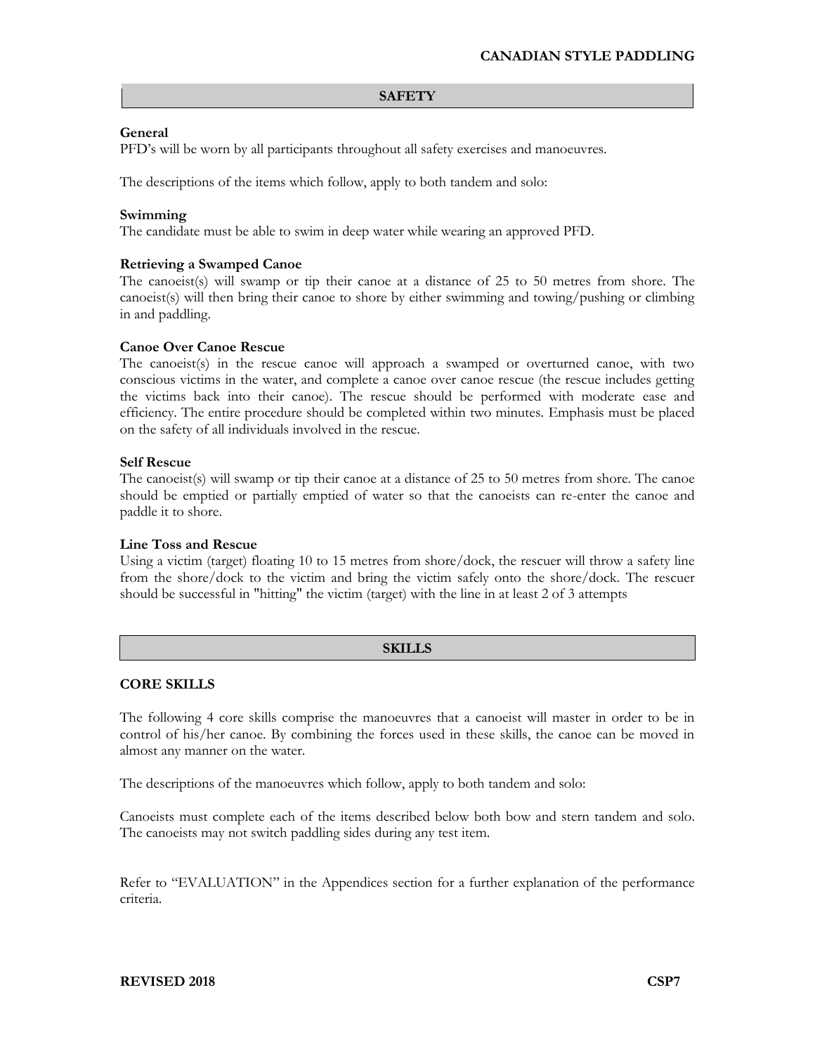## SAFETY

**General**

PFD's will be worn by all participants throughout all safety exercises and manoeuvres.

The descriptions of the items which follow, apply to both tandem and solo:

**Swimming**

The candidate must be able to swim in deep water while wearing an approved PFD.

**Retrieving a Swamped Canoe**

The canoeist(s) will swamp or tip their canoe at a distance of 25 to 50 metres from shore. The canoeist(s) will then bring their canoe to shore by either swimming and towing/pushing or climbing in and paddling.

**Canoe Over Canoe Rescue**

The canoeist(s) in the rescue canoe will approach a swamped or overturned canoe, with two conscious victims in the water, and complete a canoe over canoe rescue (the rescue includes getting the victims back into their canoe). The rescue should be performed with moderate ease and efficiency. The entire procedure should be completed within two minutes. Emphasis must be placed on the safety of all individuals involved in the rescue.

**Self Rescue**

The canoeist(s) will swamp or tip their canoe at a distance of 25 to 50 metres from shore. The canoe should be emptied or partially emptied of water so that the canoeists can re-enter the canoe and paddle it to shore.

**Line Toss and Rescue**

Using a victim (target) floating 10 to 15 metres from shore/dock, the rescuer will throw a safety line from the shore/dock to the victim and bring the victim safely onto the shore/dock. The rescuer should be successful in "hitting" the victim (target) with the line in at least 2 of 3 attempts

## SKILLS

### CORE SKILLS

The following 4 core skills comprise the manoeuvres that a canoeist will master in order to be in control of his/her canoe. By combining the forces used in these skills, the canoe can be moved in almost any manner on the water.

The descriptions of the manoeuvres which follow, apply to both tandem and solo:

Canoeists must complete each of the items described below both bow and stern tandem and solo. The canoeists may not switch paddling sides during any test item.

Refer to "EVALUATION" in the Appendices section for a further explanation of the performance criteria.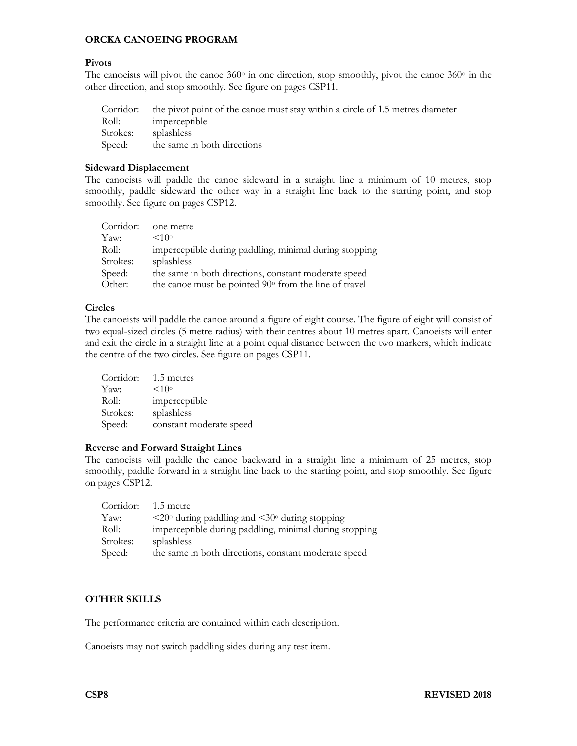**ORCKA CANOEING PROGRAM**

**Pivots**

The canoeists will pivot the canoe 360° in one direction, stop smoothly, pivot the canoe 360° in the other direction, and stop smoothly. See figure on pages CSP11.

| | |
|---|---|
| Corridor: | the pivot point of the canoe must stay within a circle of 1.5 metres diameter |
| Roll: | imperceptible |
| Strokes: | splashless |
| Speed: | the same in both directions |

**Sideward Displacement**

The canoeists will paddle the canoe sideward in a straight line a minimum of 10 metres, stop smoothly, paddle sideward the other way in a straight line back to the starting point, and stop smoothly. See figure on pages CSP12.

| | |
|---|---|
| Corridor: | one metre |
| Yaw: | <10° |
| Roll: | imperceptible during paddling, minimal during stopping |
| Strokes: | splashless |
| Speed: | the same in both directions, constant moderate speed |
| Other: | the canoe must be pointed 90° from the line of travel |

**Circles**

The canoeists will paddle the canoe around a figure of eight course. The figure of eight will consist of two equal-sized circles (5 metre radius) with their centres about 10 metres apart. Canoeists will enter and exit the circle in a straight line at a point equal distance between the two markers, which indicate the centre of the two circles. See figure on pages CSP11.

| | |
|---|---|
| Corridor: | 1.5 metres |
| Yaw: | <10° |
| Roll: | imperceptible |
| Strokes: | splashless |
| Speed: | constant moderate speed |

**Reverse and Forward Straight Lines**

The canoeists will paddle the canoe backward in a straight line a minimum of 25 metres, stop smoothly, paddle forward in a straight line back to the starting point, and stop smoothly. See figure on pages CSP12.

| | |
|---|---|
| Corridor: | 1.5 metre |
| Yaw: | <20° during paddling and <30° during stopping |
| Roll: | imperceptible during paddling, minimal during stopping |
| Strokes: | splashless |
| Speed: | the same in both directions, constant moderate speed |

**OTHER SKILLS**

The performance criteria are contained within each description.

Canoeists may not switch paddling sides during any test item.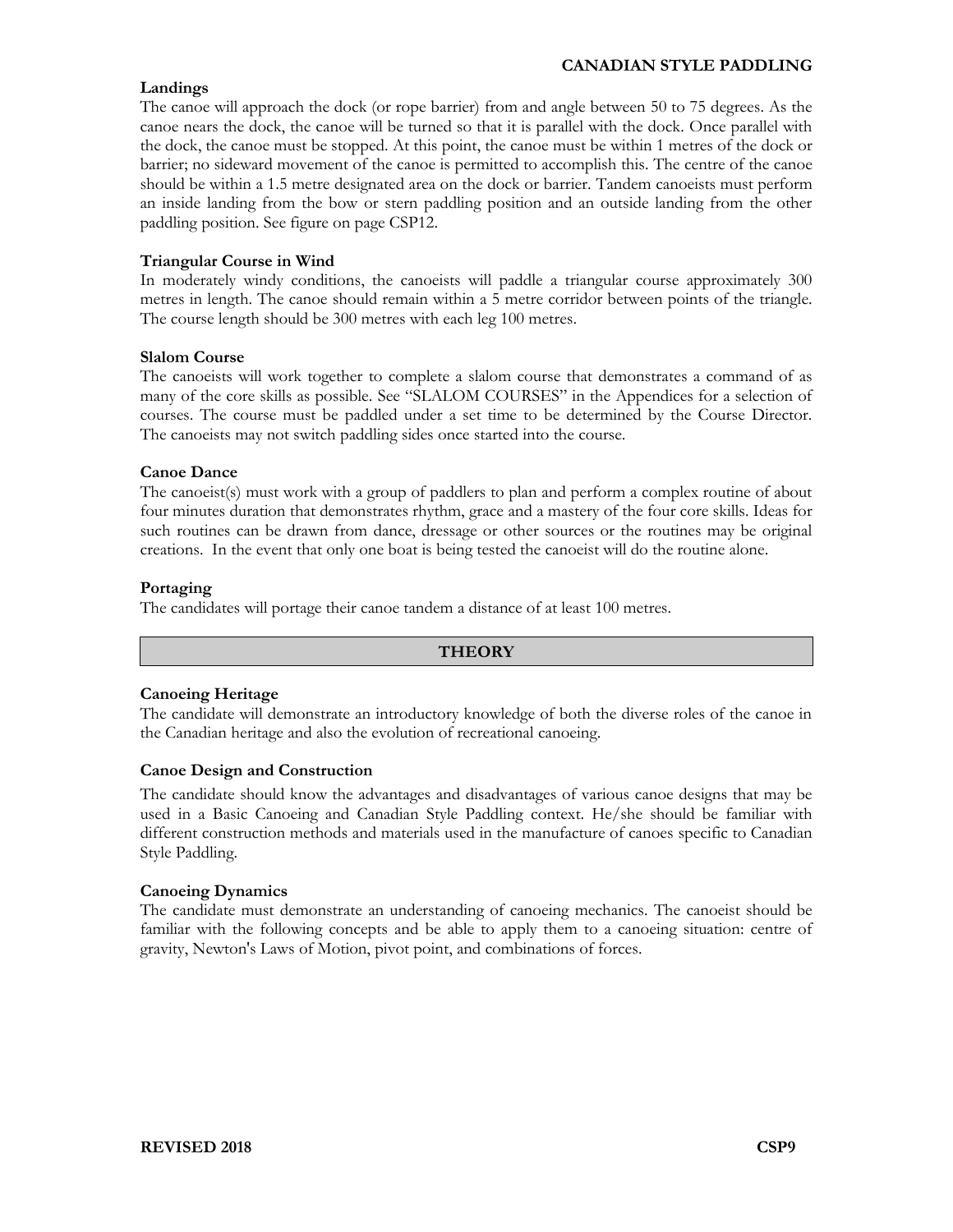### Landings

The canoe will approach the dock (or rope barrier) from and angle between 50 to 75 degrees. As the canoe nears the dock, the canoe will be turned so that it is parallel with the dock. Once parallel with the dock, the canoe must be stopped. At this point, the canoe must be within 1 metres of the dock or barrier; no sideward movement of the canoe is permitted to accomplish this. The centre of the canoe should be within a 1.5 metre designated area on the dock or barrier. Tandem canoeists must perform an inside landing from the bow or stern paddling position and an outside landing from the other paddling position. See figure on page CSP12.

### Triangular Course in Wind

In moderately windy conditions, the canoeists will paddle a triangular course approximately 300 metres in length. The canoe should remain within a 5 metre corridor between points of the triangle. The course length should be 300 metres with each leg 100 metres.

### Slalom Course

The canoeists will work together to complete a slalom course that demonstrates a command of as many of the core skills as possible. See "SLALOM COURSES" in the Appendices for a selection of courses. The course must be paddled under a set time to be determined by the Course Director. The canoeists may not switch paddling sides once started into the course.

### Canoe Dance

The canoeist(s) must work with a group of paddlers to plan and perform a complex routine of about four minutes duration that demonstrates rhythm, grace and a mastery of the four core skills. Ideas for such routines can be drawn from dance, dressage or other sources or the routines may be original creations. In the event that only one boat is being tested the canoeist will do the routine alone.

### Portaging

The candidates will portage their canoe tandem a distance of at least 100 metres.

## THEORY

### Canoeing Heritage

The candidate will demonstrate an introductory knowledge of both the diverse roles of the canoe in the Canadian heritage and also the evolution of recreational canoeing.

### Canoe Design and Construction

The candidate should know the advantages and disadvantages of various canoe designs that may be used in a Basic Canoeing and Canadian Style Paddling context. He/she should be familiar with different construction methods and materials used in the manufacture of canoes specific to Canadian Style Paddling.

### Canoeing Dynamics

The candidate must demonstrate an understanding of canoeing mechanics. The canoeist should be familiar with the following concepts and be able to apply them to a canoeing situation: centre of gravity, Newton's Laws of Motion, pivot point, and combinations of forces.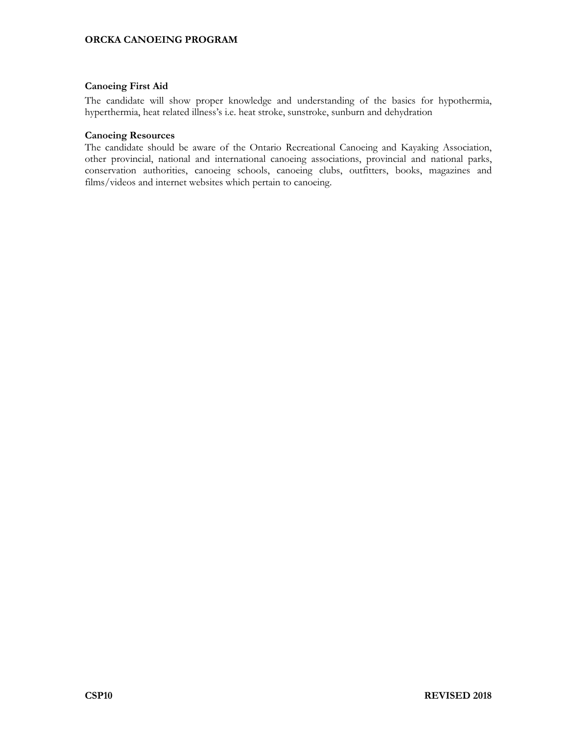**Canoeing First Aid**

The candidate will show proper knowledge and understanding of the basics for hypothermia, hyperthermia, heat related illness's i.e. heat stroke, sunstroke, sunburn and dehydration

**Canoeing Resources**

The candidate should be aware of the Ontario Recreational Canoeing and Kayaking Association, other provincial, national and international canoeing associations, provincial and national parks, conservation authorities, canoeing schools, canoeing clubs, outfitters, books, magazines and films/videos and internet websites which pertain to canoeing.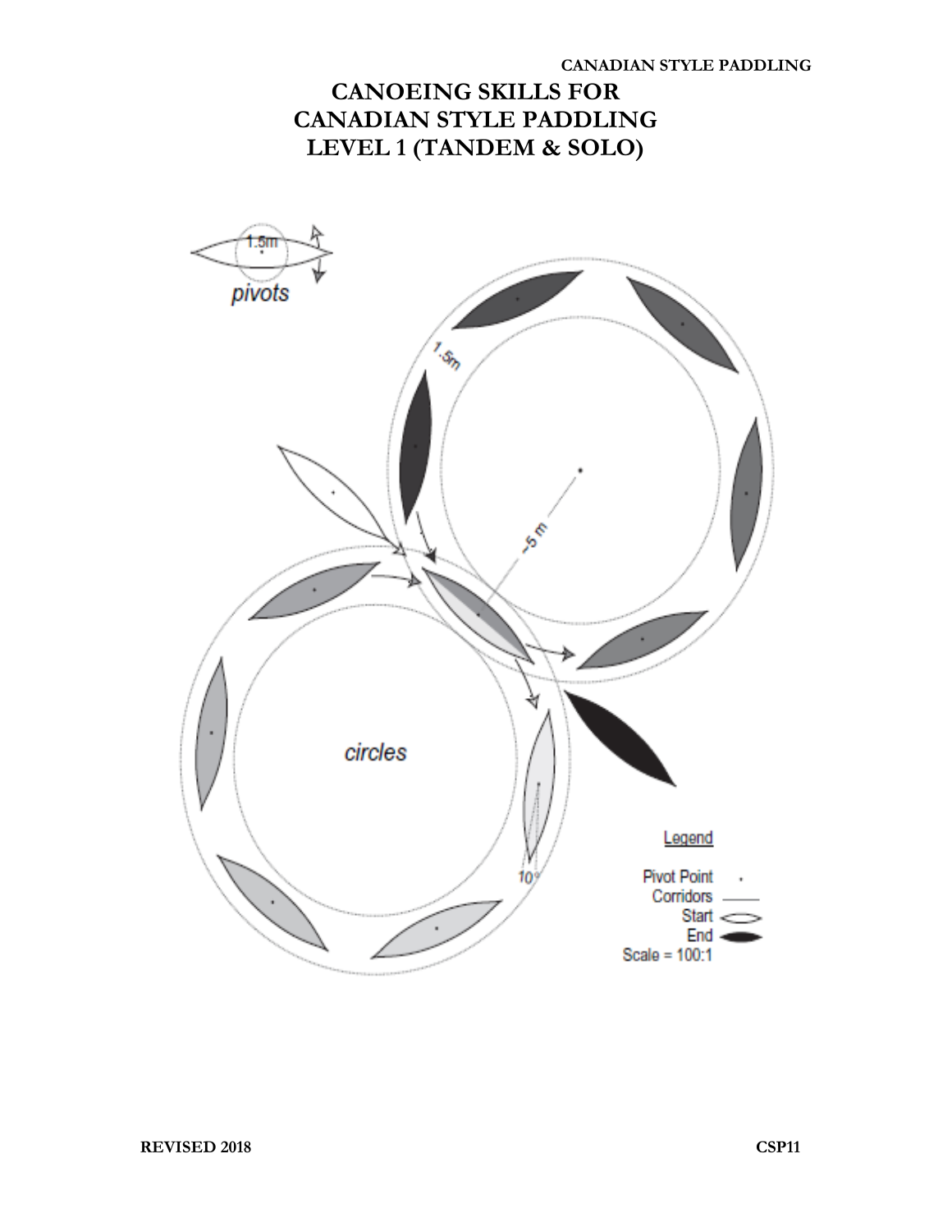# CANOEING SKILLS FOR CANADIAN STYLE PADDLING LEVEL 1 (TANDEM & SOLO)

1.5m

*pivots*

1.5m

~5 m

*circles*

10°

Legend

Pivot Point

Corridors

Start

End

Scale = 100:1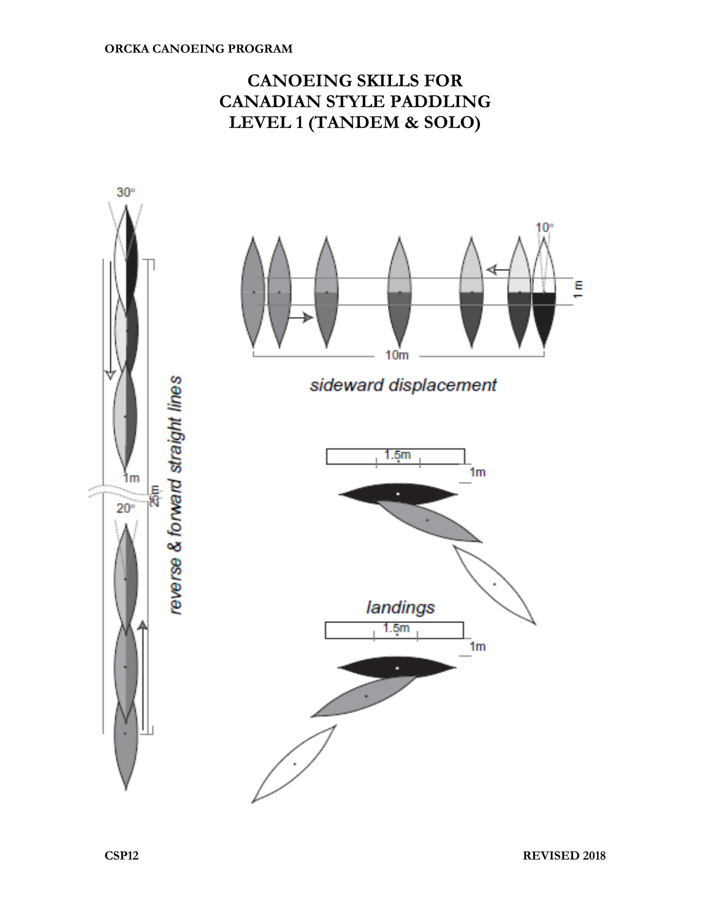# CANOEING SKILLS FOR CANADIAN STYLE PADDLING LEVEL 1 (TANDEM & SOLO)

30°

10°

1 m

10m

*sideward displacement*

1.5m

1m

*landings*

1.5m

1m

1m

25m

20°

*reverse & forward straight lines*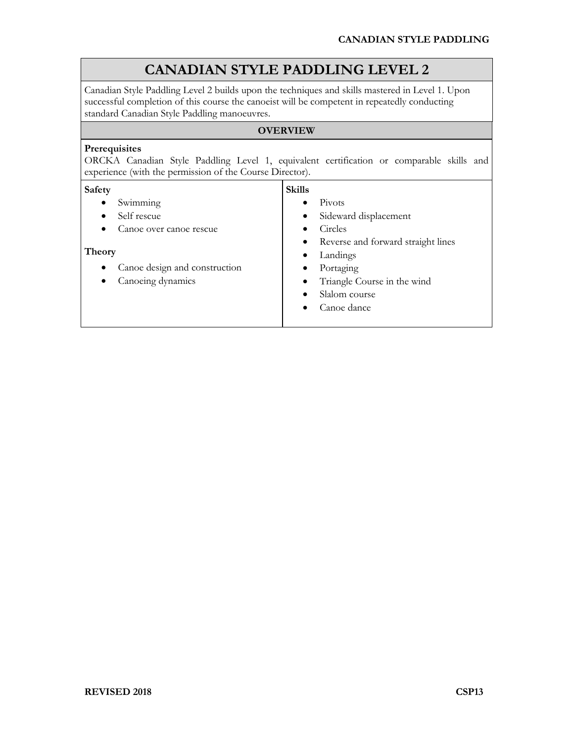# CANADIAN STYLE PADDLING LEVEL 2

Canadian Style Paddling Level 2 builds upon the techniques and skills mastered in Level 1. Upon successful completion of this course the canoeist will be competent in repeatedly conducting standard Canadian Style Paddling manoeuvres.

## OVERVIEW

**Prerequisites**

ORCKA Canadian Style Paddling Level 1, equivalent certification or comparable skills and experience (with the permission of the Course Director).

**Safety**

- Swimming
- Self rescue
- Canoe over canoe rescue

**Theory**

- Canoe design and construction
- Canoeing dynamics

**Skills**

- Pivots
- Sideward displacement
- Circles
- Reverse and forward straight lines
- Landings
- Portaging
- Triangle Course in the wind
- Slalom course
- Canoe dance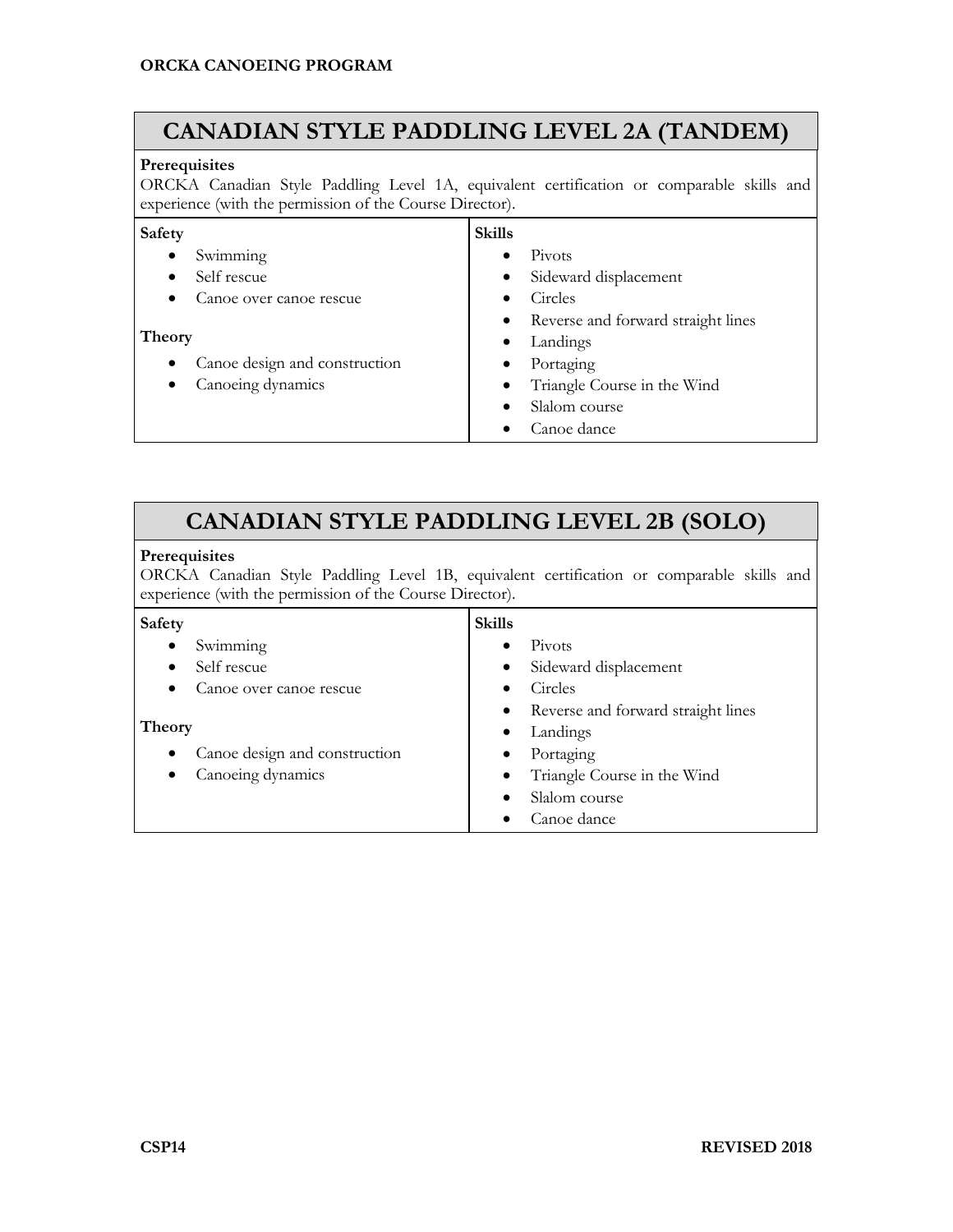## CANADIAN STYLE PADDLING LEVEL 2A (TANDEM)

**Prerequisites**
ORCKA Canadian Style Paddling Level 1A, equivalent certification or comparable skills and experience (with the permission of the Course Director).

**Safety**

- Swimming
- Self rescue
- Canoe over canoe rescue

**Theory**

- Canoe design and construction
- Canoeing dynamics

**Skills**

- Pivots
- Sideward displacement
- Circles
- Reverse and forward straight lines
- Landings
- Portaging
- Triangle Course in the Wind
- Slalom course
- Canoe dance

## CANADIAN STYLE PADDLING LEVEL 2B (SOLO)

**Prerequisites**
ORCKA Canadian Style Paddling Level 1B, equivalent certification or comparable skills and experience (with the permission of the Course Director).

**Safety**

- Swimming
- Self rescue
- Canoe over canoe rescue

**Theory**

- Canoe design and construction
- Canoeing dynamics

**Skills**

- Pivots
- Sideward displacement
- Circles
- Reverse and forward straight lines
- Landings
- Portaging
- Triangle Course in the Wind
- Slalom course
- Canoe dance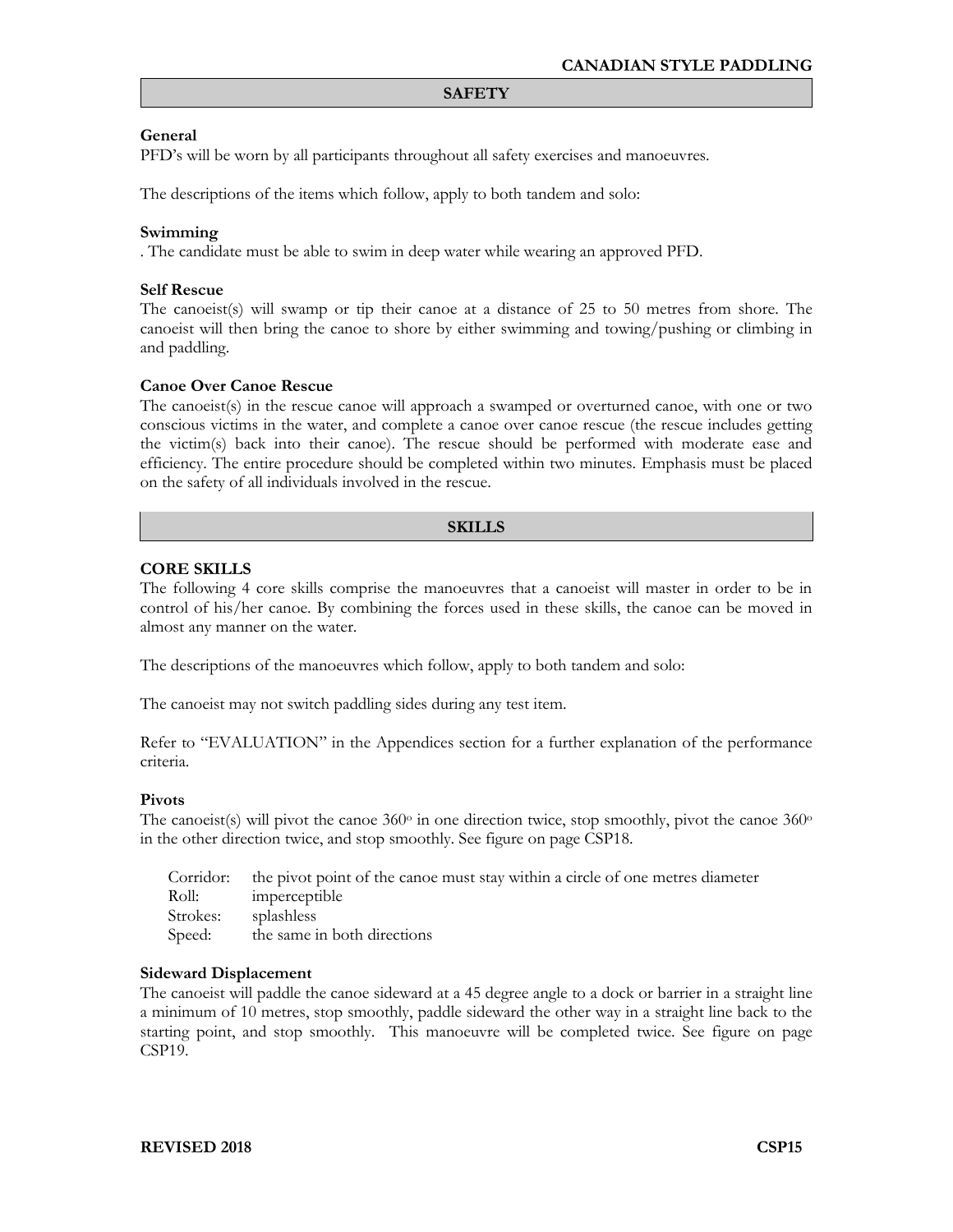## SAFETY

### General

PFD's will be worn by all participants throughout all safety exercises and manoeuvres.

The descriptions of the items which follow, apply to both tandem and solo:

### Swimming

. The candidate must be able to swim in deep water while wearing an approved PFD.

### Self Rescue

The canoeist(s) will swamp or tip their canoe at a distance of 25 to 50 metres from shore. The canoeist will then bring the canoe to shore by either swimming and towing/pushing or climbing in and paddling.

### Canoe Over Canoe Rescue

The canoeist(s) in the rescue canoe will approach a swamped or overturned canoe, with one or two conscious victims in the water, and complete a canoe over canoe rescue (the rescue includes getting the victim(s) back into their canoe). The rescue should be performed with moderate ease and efficiency. The entire procedure should be completed within two minutes. Emphasis must be placed on the safety of all individuals involved in the rescue.

## SKILLS

### CORE SKILLS

The following 4 core skills comprise the manoeuvres that a canoeist will master in order to be in control of his/her canoe. By combining the forces used in these skills, the canoe can be moved in almost any manner on the water.

The descriptions of the manoeuvres which follow, apply to both tandem and solo:

The canoeist may not switch paddling sides during any test item.

Refer to "EVALUATION" in the Appendices section for a further explanation of the performance criteria.

### Pivots

The canoeist(s) will pivot the canoe 360° in one direction twice, stop smoothly, pivot the canoe 360° in the other direction twice, and stop smoothly. See figure on page CSP18.

- Corridor: the pivot point of the canoe must stay within a circle of one metres diameter
- Roll: imperceptible
- Strokes: splashless
- Speed: the same in both directions

### Sideward Displacement

The canoeist will paddle the canoe sideward at a 45 degree angle to a dock or barrier in a straight line a minimum of 10 metres, stop smoothly, paddle sideward the other way in a straight line back to the starting point, and stop smoothly. This manoeuvre will be completed twice. See figure on page CSP19.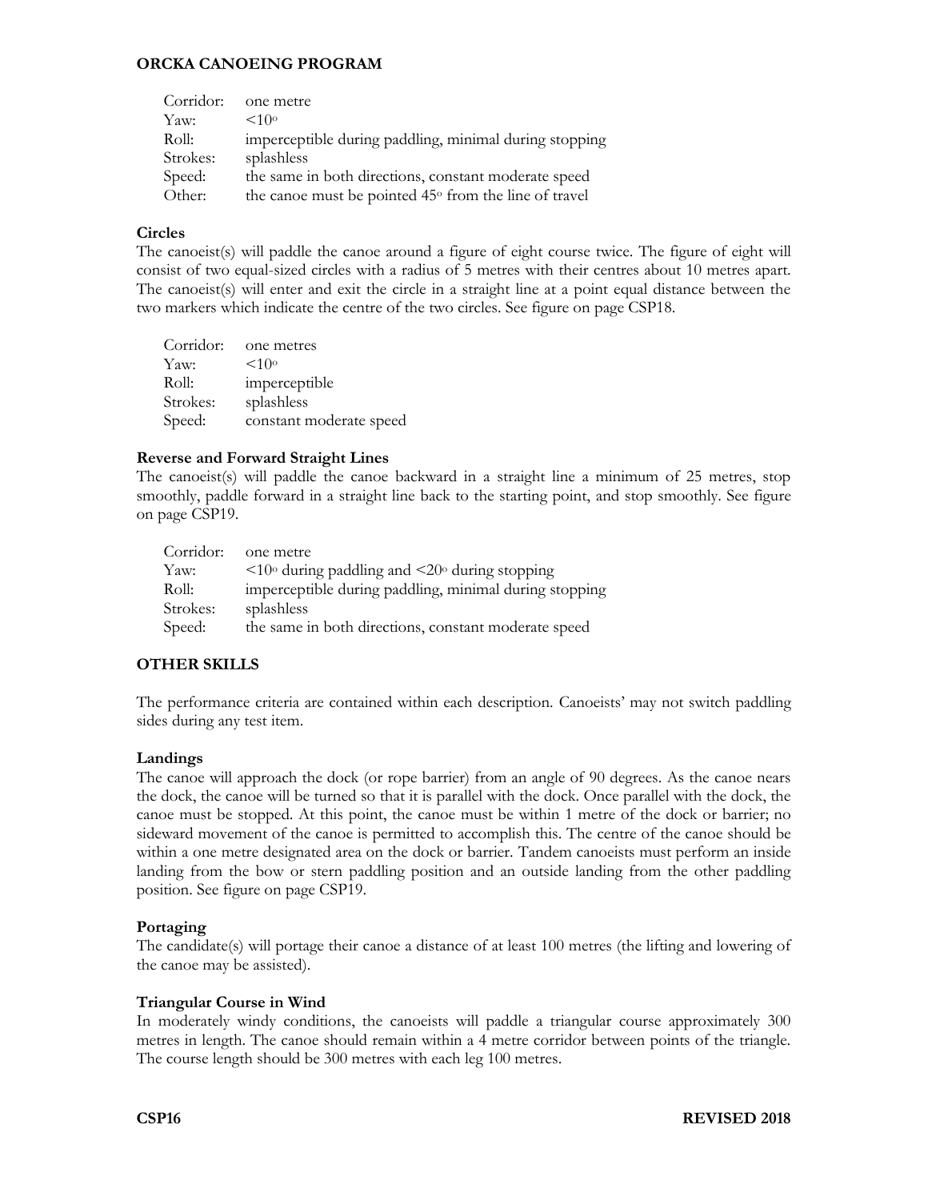| | |
|---|---|
| Corridor: | one metre |
| Yaw: | $<10^{o}$ |
| Roll: | imperceptible during paddling, minimal during stopping |
| Strokes: | splashless |
| Speed: | the same in both directions, constant moderate speed |
| Other: | the canoe must be pointed $45^{o}$ from the line of travel |

### Circles

The canoeist(s) will paddle the canoe around a figure of eight course twice. The figure of eight will consist of two equal-sized circles with a radius of 5 metres with their centres about 10 metres apart. The canoeist(s) will enter and exit the circle in a straight line at a point equal distance between the two markers which indicate the centre of the two circles. See figure on page CSP18.

| | |
|---|---|
| Corridor: | one metres |
| Yaw: | $<10^{o}$ |
| Roll: | imperceptible |
| Strokes: | splashless |
| Speed: | constant moderate speed |

### Reverse and Forward Straight Lines

The canoeist(s) will paddle the canoe backward in a straight line a minimum of 25 metres, stop smoothly, paddle forward in a straight line back to the starting point, and stop smoothly. See figure on page CSP19.

| | |
|---|---|
| Corridor: | one metre |
| Yaw: | $<10^{o}$ during paddling and $<20^{o}$ during stopping |
| Roll: | imperceptible during paddling, minimal during stopping |
| Strokes: | splashless |
| Speed: | the same in both directions, constant moderate speed |

## OTHER SKILLS

The performance criteria are contained within each description. Canoeists' may not switch paddling sides during any test item.

### Landings

The canoe will approach the dock (or rope barrier) from an angle of 90 degrees. As the canoe nears the dock, the canoe will be turned so that it is parallel with the dock. Once parallel with the dock, the canoe must be stopped. At this point, the canoe must be within 1 metre of the dock or barrier; no sideward movement of the canoe is permitted to accomplish this. The centre of the canoe should be within a one metre designated area on the dock or barrier. Tandem canoeists must perform an inside landing from the bow or stern paddling position and an outside landing from the other paddling position. See figure on page CSP19.

### Portaging

The candidate(s) will portage their canoe a distance of at least 100 metres (the lifting and lowering of the canoe may be assisted).

### Triangular Course in Wind

In moderately windy conditions, the canoeists will paddle a triangular course approximately 300 metres in length. The canoe should remain within a 4 metre corridor between points of the triangle. The course length should be 300 metres with each leg 100 metres.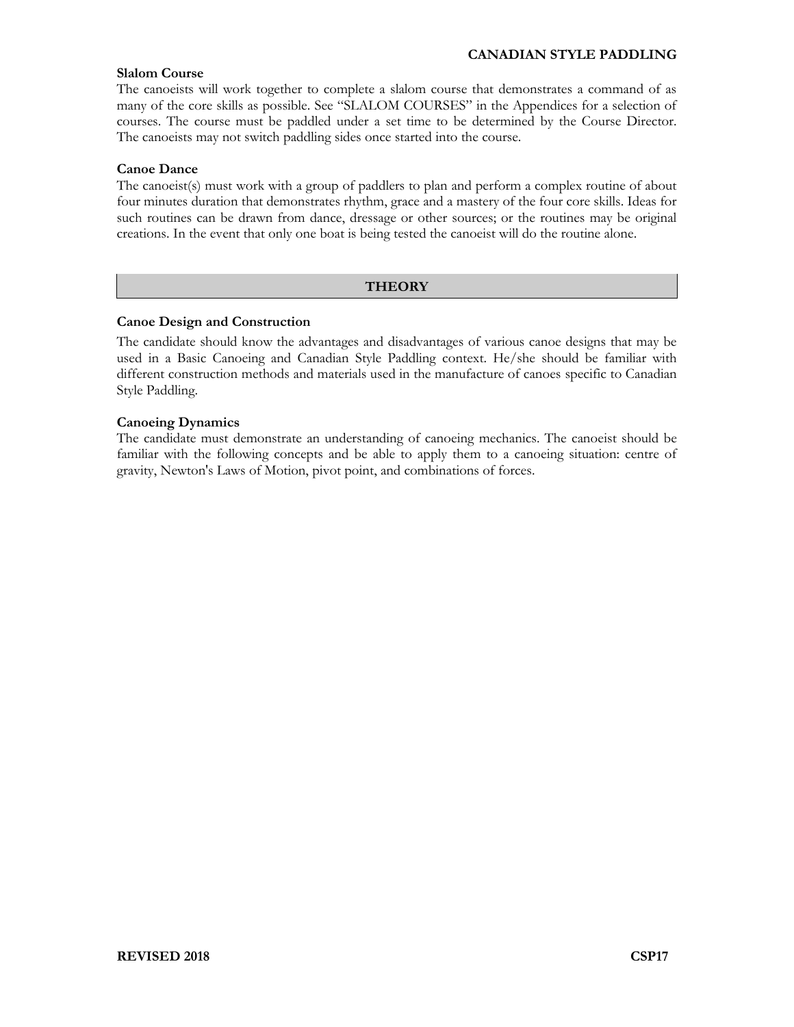### Slalom Course

The canoeists will work together to complete a slalom course that demonstrates a command of as many of the core skills as possible. See "SLALOM COURSES" in the Appendices for a selection of courses. The course must be paddled under a set time to be determined by the Course Director. The canoeists may not switch paddling sides once started into the course.

### Canoe Dance

The canoeist(s) must work with a group of paddlers to plan and perform a complex routine of about four minutes duration that demonstrates rhythm, grace and a mastery of the four core skills. Ideas for such routines can be drawn from dance, dressage or other sources; or the routines may be original creations. In the event that only one boat is being tested the canoeist will do the routine alone.

## THEORY

### Canoe Design and Construction

The candidate should know the advantages and disadvantages of various canoe designs that may be used in a Basic Canoeing and Canadian Style Paddling context. He/she should be familiar with different construction methods and materials used in the manufacture of canoes specific to Canadian Style Paddling.

### Canoeing Dynamics

The candidate must demonstrate an understanding of canoeing mechanics. The canoeist should be familiar with the following concepts and be able to apply them to a canoeing situation: centre of gravity, Newton's Laws of Motion, pivot point, and combinations of forces.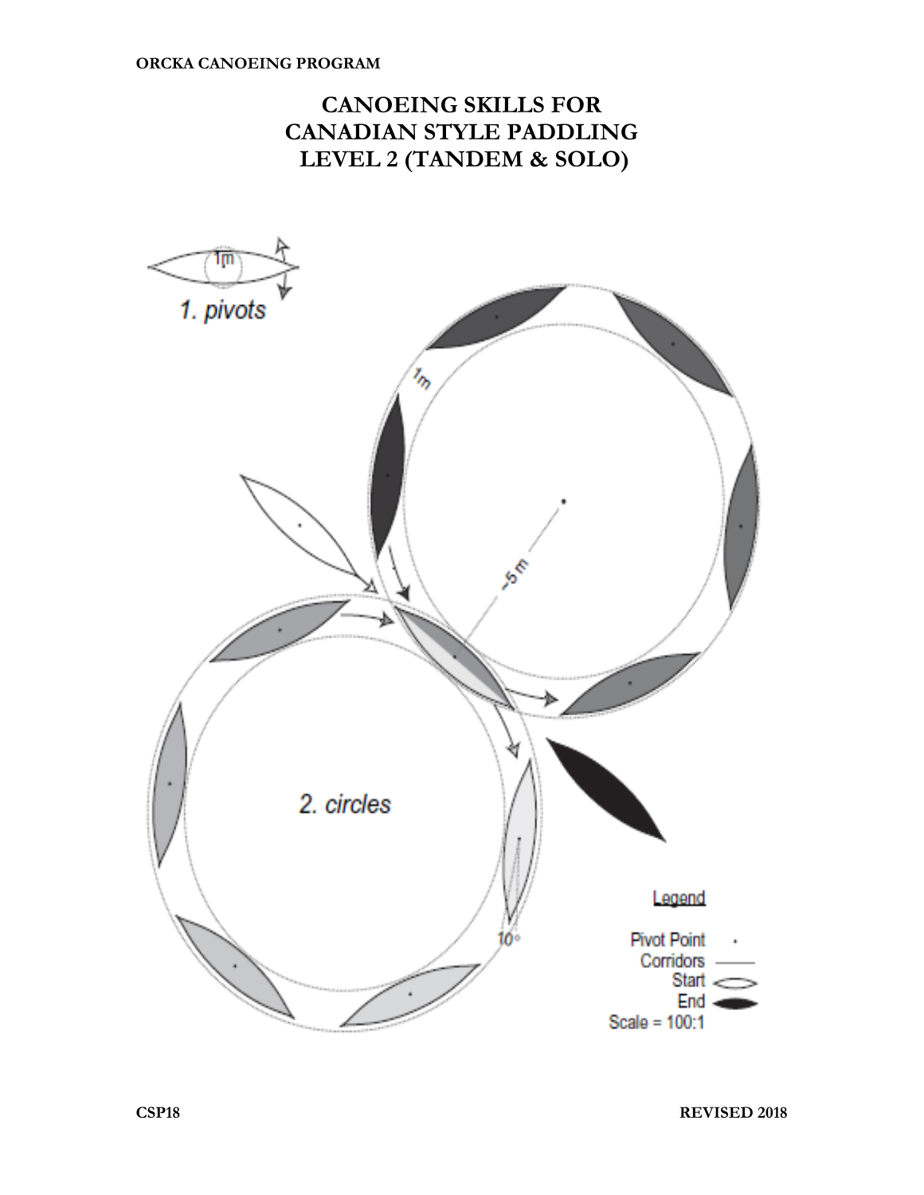# CANOEING SKILLS FOR CANADIAN STYLE PADDLING LEVEL 2 (TANDEM & SOLO)

1m

1. pivots

1m

~5 m

2. circles

10°

Legend

Pivot Point ·
Corridors
Start
End
Scale = 100:1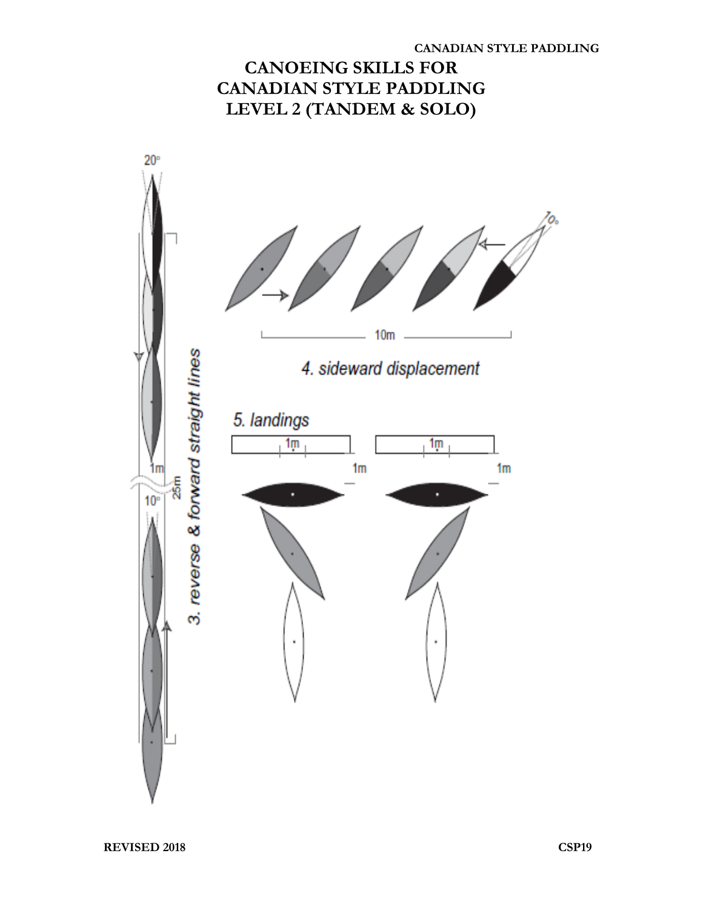# CANOEING SKILLS FOR CANADIAN STYLE PADDLING LEVEL 2 (TANDEM & SOLO)

20°

1m

25m

10°

3. reverse & forward straight lines

10°

10m

4. sideward displacement

5. landings

1m

1m

1m

1m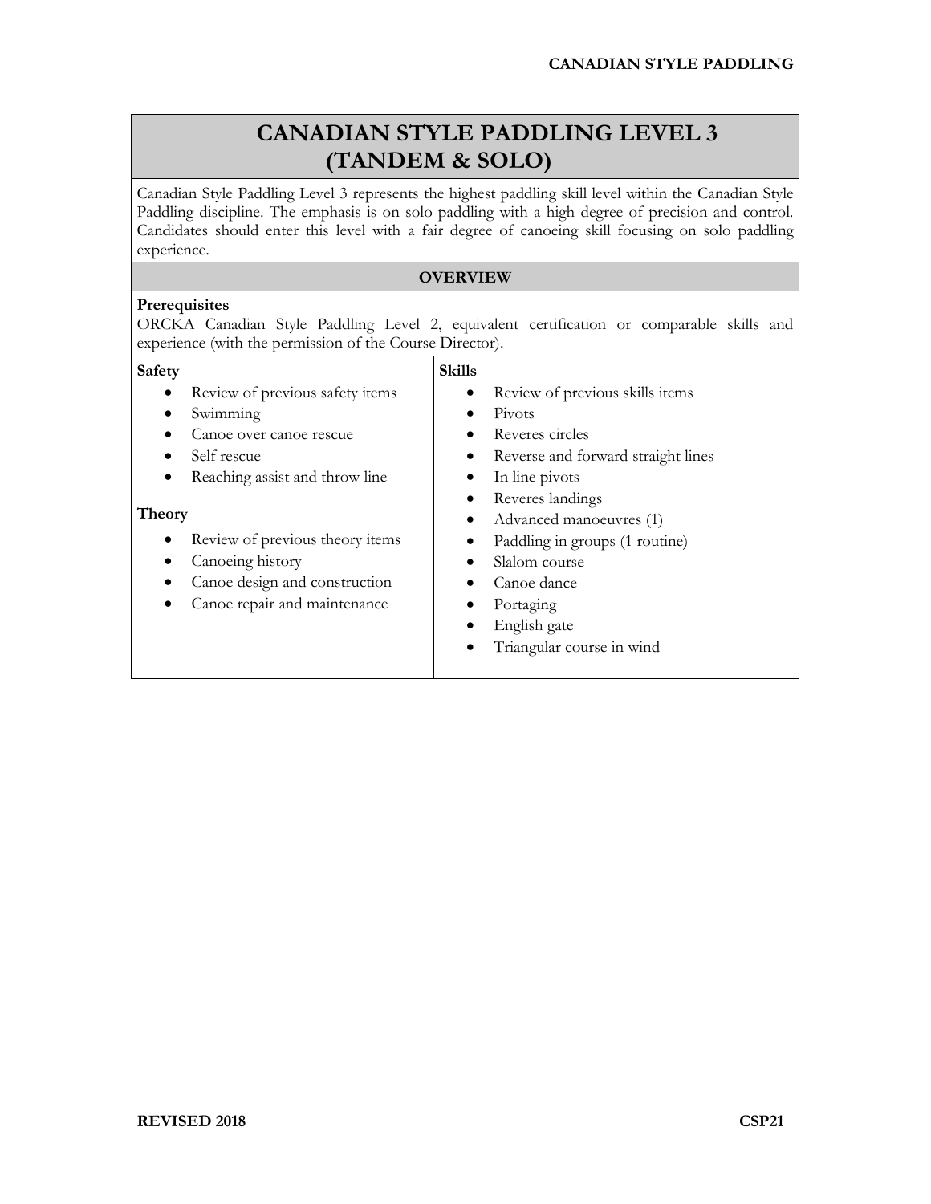# CANADIAN STYLE PADDLING LEVEL 3 (TANDEM & SOLO)

Canadian Style Paddling Level 3 represents the highest paddling skill level within the Canadian Style Paddling discipline. The emphasis is on solo paddling with a high degree of precision and control. Candidates should enter this level with a fair degree of canoeing skill focusing on solo paddling experience.

## OVERVIEW

**Prerequisites**
ORCKA Canadian Style Paddling Level 2, equivalent certification or comparable skills and experience (with the permission of the Course Director).

**Safety**

- Review of previous safety items
- Swimming
- Canoe over canoe rescue
- Self rescue
- Reaching assist and throw line

**Theory**

- Review of previous theory items
- Canoeing history
- Canoe design and construction
- Canoe repair and maintenance

**Skills**

- Review of previous skills items
- Pivots
- Reveres circles
- Reverse and forward straight lines
- In line pivots
- Reveres landings
- Advanced manoeuvres (1)
- Paddling in groups (1 routine)
- Slalom course
- Canoe dance
- Portaging
- English gate
- Triangular course in wind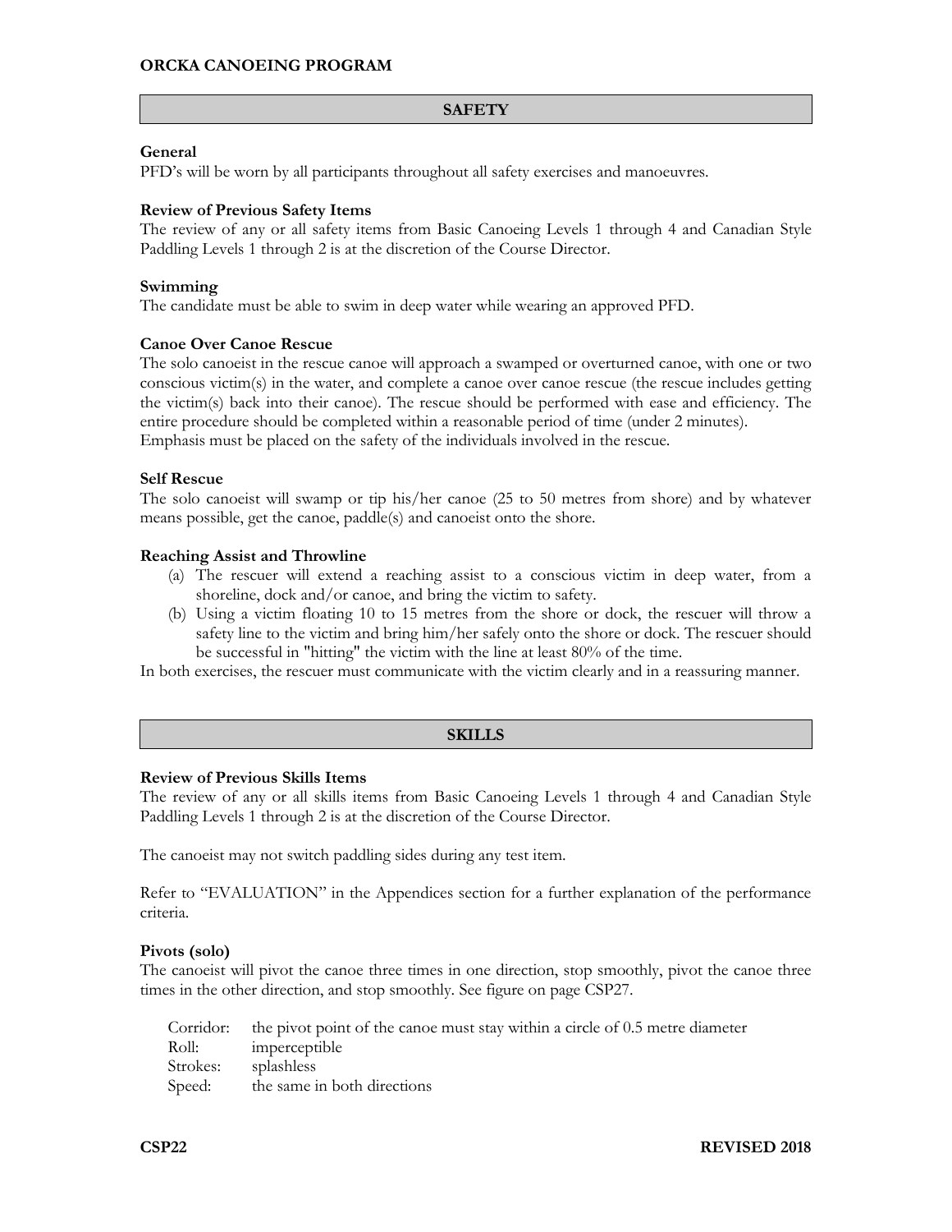## SAFETY

### General

PFD's will be worn by all participants throughout all safety exercises and manoeuvres.

### Review of Previous Safety Items

The review of any or all safety items from Basic Canoeing Levels 1 through 4 and Canadian Style Paddling Levels 1 through 2 is at the discretion of the Course Director.

### Swimming

The candidate must be able to swim in deep water while wearing an approved PFD.

### Canoe Over Canoe Rescue

The solo canoeist in the rescue canoe will approach a swamped or overturned canoe, with one or two conscious victim(s) in the water, and complete a canoe over canoe rescue (the rescue includes getting the victim(s) back into their canoe). The rescue should be performed with ease and efficiency. The entire procedure should be completed within a reasonable period of time (under 2 minutes).
Emphasis must be placed on the safety of the individuals involved in the rescue.

### Self Rescue

The solo canoeist will swamp or tip his/her canoe (25 to 50 metres from shore) and by whatever means possible, get the canoe, paddle(s) and canoeist onto the shore.

### Reaching Assist and Throwline

(a) The rescuer will extend a reaching assist to a conscious victim in deep water, from a shoreline, dock and/or canoe, and bring the victim to safety.
(b) Using a victim floating 10 to 15 metres from the shore or dock, the rescuer will throw a safety line to the victim and bring him/her safely onto the shore or dock. The rescuer should be successful in "hitting" the victim with the line at least 80% of the time.

In both exercises, the rescuer must communicate with the victim clearly and in a reassuring manner.

## SKILLS

### Review of Previous Skills Items

The review of any or all skills items from Basic Canoeing Levels 1 through 4 and Canadian Style Paddling Levels 1 through 2 is at the discretion of the Course Director.

The canoeist may not switch paddling sides during any test item.

Refer to "EVALUATION" in the Appendices section for a further explanation of the performance criteria.

### Pivots (solo)

The canoeist will pivot the canoe three times in one direction, stop smoothly, pivot the canoe three times in the other direction, and stop smoothly. See figure on page CSP27.

| | |
|---|---|
| Corridor: | the pivot point of the canoe must stay within a circle of 0.5 metre diameter |
| Roll: | imperceptible |
| Strokes: | splashless |
| Speed: | the same in both directions |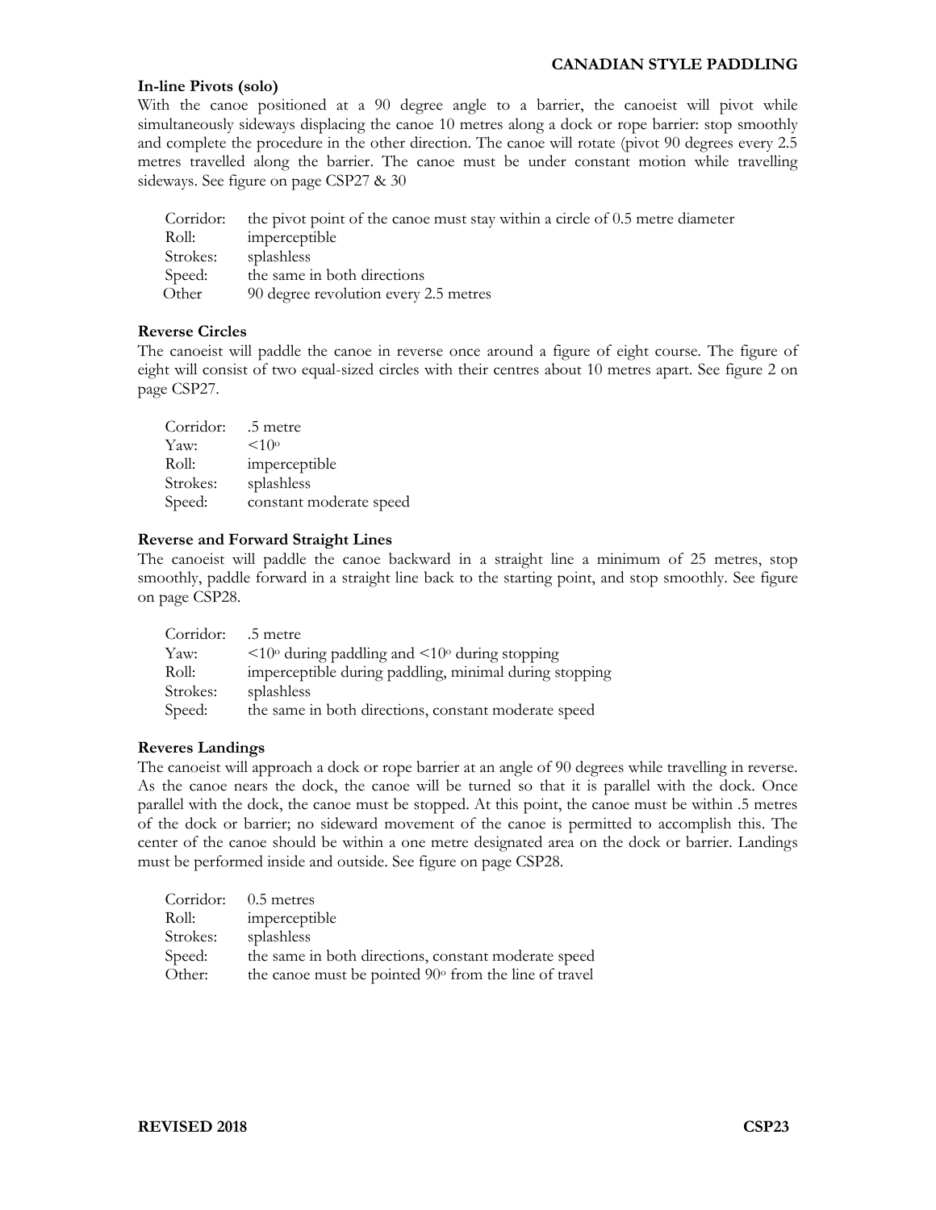### In-line Pivots (solo)

With the canoe positioned at a 90 degree angle to a barrier, the canoeist will pivot while simultaneously sideways displacing the canoe 10 metres along a dock or rope barrier: stop smoothly and complete the procedure in the other direction. The canoe will rotate (pivot 90 degrees every 2.5 metres travelled along the barrier. The canoe must be under constant motion while travelling sideways. See figure on page CSP27 & 30

| | |
|---|---|
| Corridor: | the pivot point of the canoe must stay within a circle of 0.5 metre diameter |
| Roll: | imperceptible |
| Strokes: | splashless |
| Speed: | the same in both directions |
| Other | 90 degree revolution every 2.5 metres |

### Reverse Circles

The canoeist will paddle the canoe in reverse once around a figure of eight course. The figure of eight will consist of two equal-sized circles with their centres about 10 metres apart. See figure 2 on page CSP27.

| | |
|---|---|
| Corridor: | .5 metre |
| Yaw: | <10° |
| Roll: | imperceptible |
| Strokes: | splashless |
| Speed: | constant moderate speed |

### Reverse and Forward Straight Lines

The canoeist will paddle the canoe backward in a straight line a minimum of 25 metres, stop smoothly, paddle forward in a straight line back to the starting point, and stop smoothly. See figure on page CSP28.

| | |
|---|---|
| Corridor: | .5 metre |
| Yaw: | <10° during paddling and <10° during stopping |
| Roll: | imperceptible during paddling, minimal during stopping |
| Strokes: | splashless |
| Speed: | the same in both directions, constant moderate speed |

### Reveres Landings

The canoeist will approach a dock or rope barrier at an angle of 90 degrees while travelling in reverse. As the canoe nears the dock, the canoe will be turned so that it is parallel with the dock. Once parallel with the dock, the canoe must be stopped. At this point, the canoe must be within .5 metres of the dock or barrier; no sideward movement of the canoe is permitted to accomplish this. The center of the canoe should be within a one metre designated area on the dock or barrier. Landings must be performed inside and outside. See figure on page CSP28.

| | |
|---|---|
| Corridor: | 0.5 metres |
| Roll: | imperceptible |
| Strokes: | splashless |
| Speed: | the same in both directions, constant moderate speed |
| Other: | the canoe must be pointed 90° from the line of travel |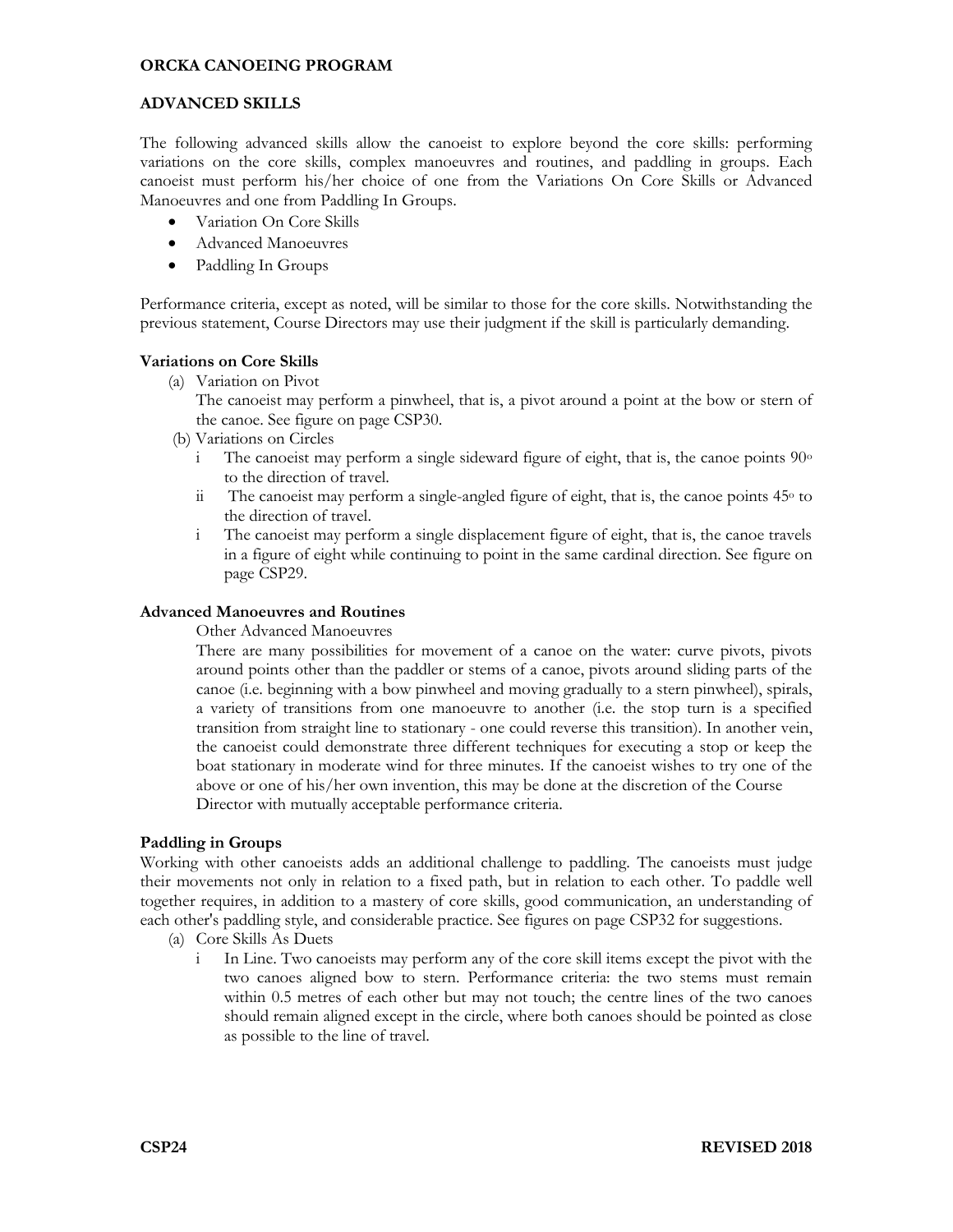**ORCKA CANOEING PROGRAM**

## ADVANCED SKILLS

The following advanced skills allow the canoeist to explore beyond the core skills: performing variations on the core skills, complex manoeuvres and routines, and paddling in groups. Each canoeist must perform his/her choice of one from the Variations On Core Skills or Advanced Manoeuvres and one from Paddling In Groups.

- Variation On Core Skills
- Advanced Manoeuvres
- Paddling In Groups

Performance criteria, except as noted, will be similar to those for the core skills. Notwithstanding the previous statement, Course Directors may use their judgment if the skill is particularly demanding.

### Variations on Core Skills

(a) Variation on Pivot
The canoeist may perform a pinwheel, that is, a pivot around a point at the bow or stern of the canoe. See figure on page CSP30.

(b) Variations on Circles

i The canoeist may perform a single sideward figure of eight, that is, the canoe points 90° to the direction of travel.

ii The canoeist may perform a single-angled figure of eight, that is, the canoe points 45° to the direction of travel.

i The canoeist may perform a single displacement figure of eight, that is, the canoe travels in a figure of eight while continuing to point in the same cardinal direction. See figure on page CSP29.

### Advanced Manoeuvres and Routines

Other Advanced Manoeuvres

There are many possibilities for movement of a canoe on the water: curve pivots, pivots around points other than the paddler or stems of a canoe, pivots around sliding parts of the canoe (i.e. beginning with a bow pinwheel and moving gradually to a stern pinwheel), spirals, a variety of transitions from one manoeuvre to another (i.e. the stop turn is a specified transition from straight line to stationary - one could reverse this transition). In another vein, the canoeist could demonstrate three different techniques for executing a stop or keep the boat stationary in moderate wind for three minutes. If the canoeist wishes to try one of the above or one of his/her own invention, this may be done at the discretion of the Course Director with mutually acceptable performance criteria.

### Paddling in Groups

Working with other canoeists adds an additional challenge to paddling. The canoeists must judge their movements not only in relation to a fixed path, but in relation to each other. To paddle well together requires, in addition to a mastery of core skills, good communication, an understanding of each other's paddling style, and considerable practice. See figures on page CSP32 for suggestions.

(a) Core Skills As Duets

i In Line. Two canoeists may perform any of the core skill items except the pivot with the two canoes aligned bow to stern. Performance criteria: the two stems must remain within 0.5 metres of each other but may not touch; the centre lines of the two canoes should remain aligned except in the circle, where both canoes should be pointed as close as possible to the line of travel.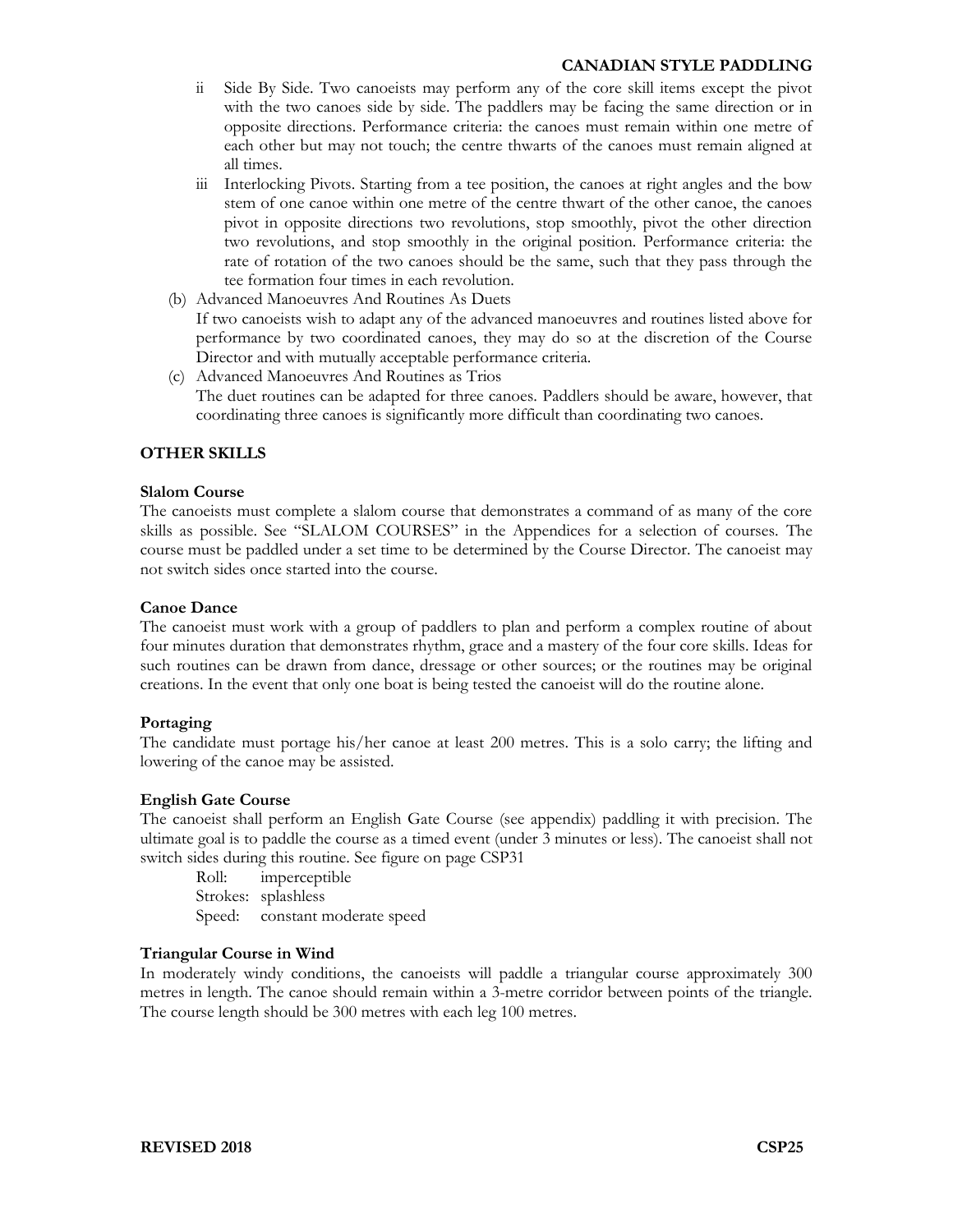ii Side By Side. Two canoeists may perform any of the core skill items except the pivot with the two canoes side by side. The paddlers may be facing the same direction or in opposite directions. Performance criteria: the canoes must remain within one metre of each other but may not touch; the centre thwarts of the canoes must remain aligned at all times.

iii Interlocking Pivots. Starting from a tee position, the canoes at right angles and the bow stem of one canoe within one metre of the centre thwart of the other canoe, the canoes pivot in opposite directions two revolutions, stop smoothly, pivot the other direction two revolutions, and stop smoothly in the original position. Performance criteria: the rate of rotation of the two canoes should be the same, such that they pass through the tee formation four times in each revolution.

(b) Advanced Manoeuvres And Routines As Duets
If two canoeists wish to adapt any of the advanced manoeuvres and routines listed above for performance by two coordinated canoes, they may do so at the discretion of the Course Director and with mutually acceptable performance criteria.

(c) Advanced Manoeuvres And Routines as Trios
The duet routines can be adapted for three canoes. Paddlers should be aware, however, that coordinating three canoes is significantly more difficult than coordinating two canoes.

## OTHER SKILLS

### Slalom Course

The canoeists must complete a slalom course that demonstrates a command of as many of the core skills as possible. See "SLALOM COURSES" in the Appendices for a selection of courses. The course must be paddled under a set time to be determined by the Course Director. The canoeist may not switch sides once started into the course.

### Canoe Dance

The canoeist must work with a group of paddlers to plan and perform a complex routine of about four minutes duration that demonstrates rhythm, grace and a mastery of the four core skills. Ideas for such routines can be drawn from dance, dressage or other sources; or the routines may be original creations. In the event that only one boat is being tested the canoeist will do the routine alone.

### Portaging

The candidate must portage his/her canoe at least 200 metres. This is a solo carry; the lifting and lowering of the canoe may be assisted.

### English Gate Course

The canoeist shall perform an English Gate Course (see appendix) paddling it with precision. The ultimate goal is to paddle the course as a timed event (under 3 minutes or less). The canoeist shall not switch sides during this routine. See figure on page CSP31

Roll: imperceptible
Strokes: splashless
Speed: constant moderate speed

### Triangular Course in Wind

In moderately windy conditions, the canoeists will paddle a triangular course approximately 300 metres in length. The canoe should remain within a 3-metre corridor between points of the triangle. The course length should be 300 metres with each leg 100 metres.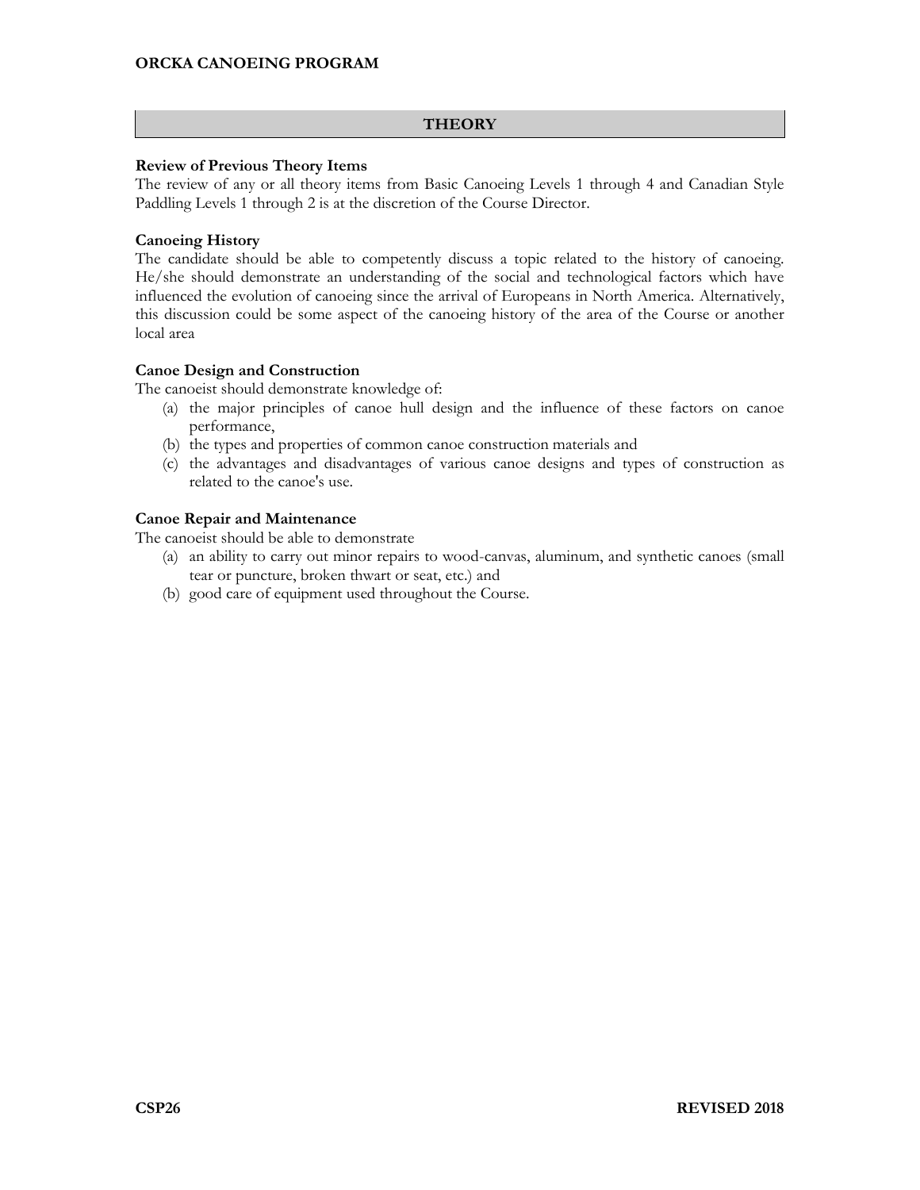## THEORY

**Review of Previous Theory Items**

The review of any or all theory items from Basic Canoeing Levels 1 through 4 and Canadian Style Paddling Levels 1 through 2 is at the discretion of the Course Director.

**Canoeing History**

The candidate should be able to competently discuss a topic related to the history of canoeing. He/she should demonstrate an understanding of the social and technological factors which have influenced the evolution of canoeing since the arrival of Europeans in North America. Alternatively, this discussion could be some aspect of the canoeing history of the area of the Course or another local area

**Canoe Design and Construction**

The canoeist should demonstrate knowledge of:

(a) the major principles of canoe hull design and the influence of these factors on canoe performance,
(b) the types and properties of common canoe construction materials and
(c) the advantages and disadvantages of various canoe designs and types of construction as related to the canoe's use.

**Canoe Repair and Maintenance**

The canoeist should be able to demonstrate

(a) an ability to carry out minor repairs to wood-canvas, aluminum, and synthetic canoes (small tear or puncture, broken thwart or seat, etc.) and
(b) good care of equipment used throughout the Course.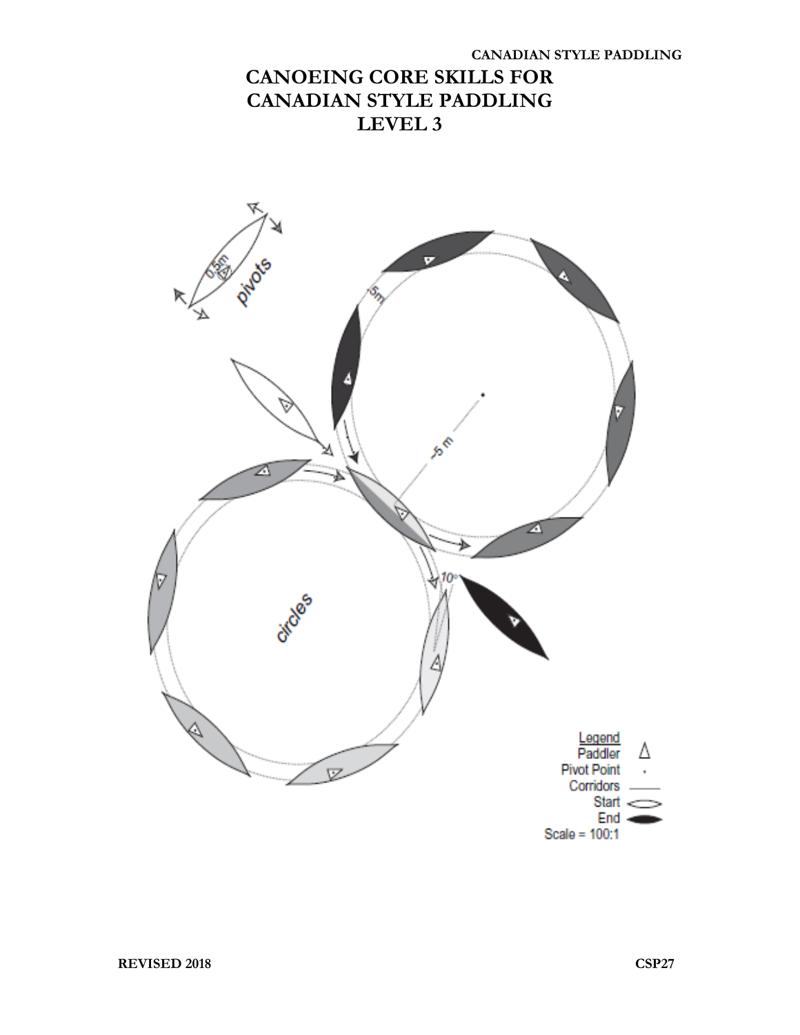# CANOEING CORE SKILLS FOR CANADIAN STYLE PADDLING LEVEL 3

pivots

0.5m

5m

~5 m

circles

10°

Legend

Paddler

Pivot Point

Corridors

Start

End

Scale = 100:1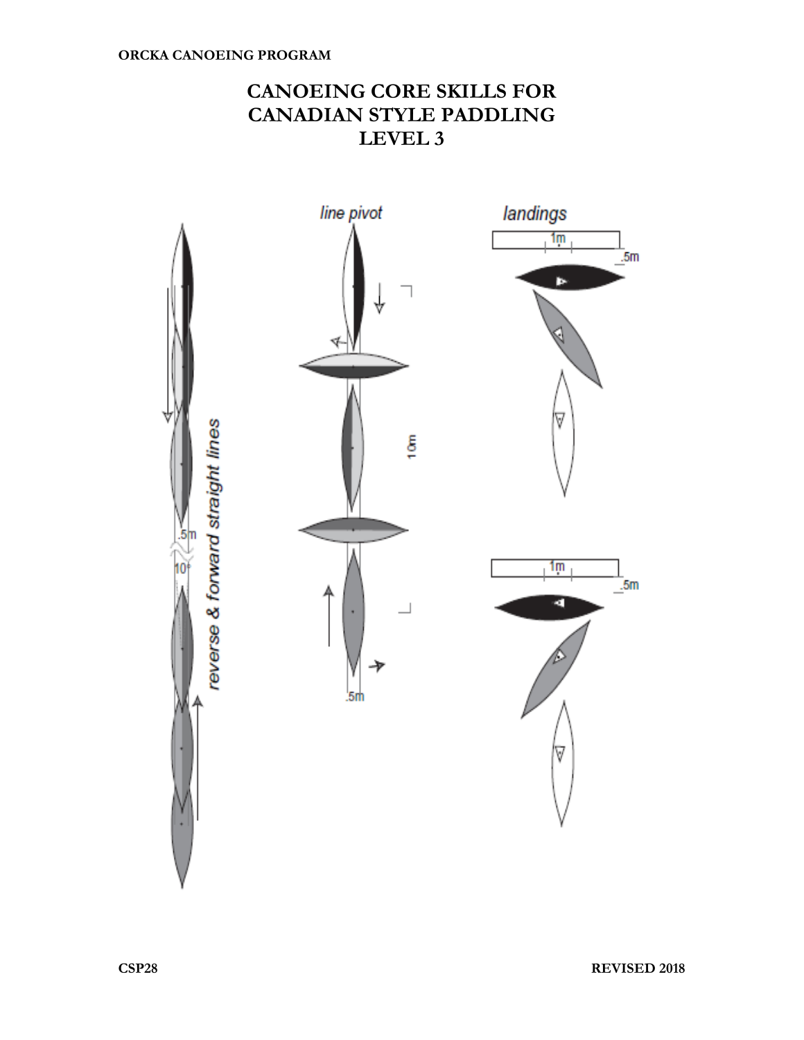# CANOEING CORE SKILLS FOR CANADIAN STYLE PADDLING LEVEL 3

line pivot

landings

1m

.5m

10m

.5m

.5m

10°

reverse & forward straight lines

1m

.5m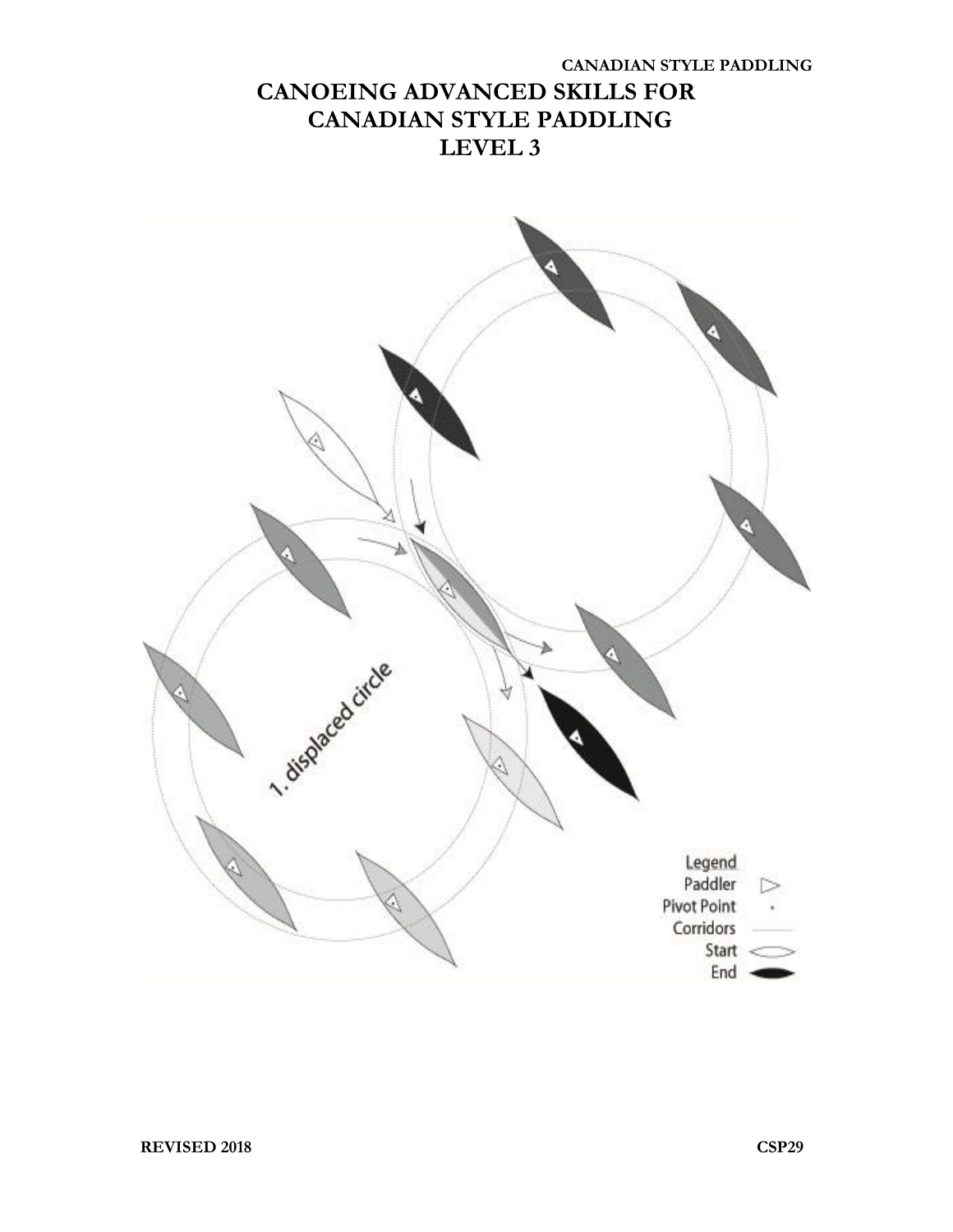# CANOEING ADVANCED SKILLS FOR CANADIAN STYLE PADDLING LEVEL 3

1. displaced circle

Legend
Paddler
Pivot Point
Corridors
Start
End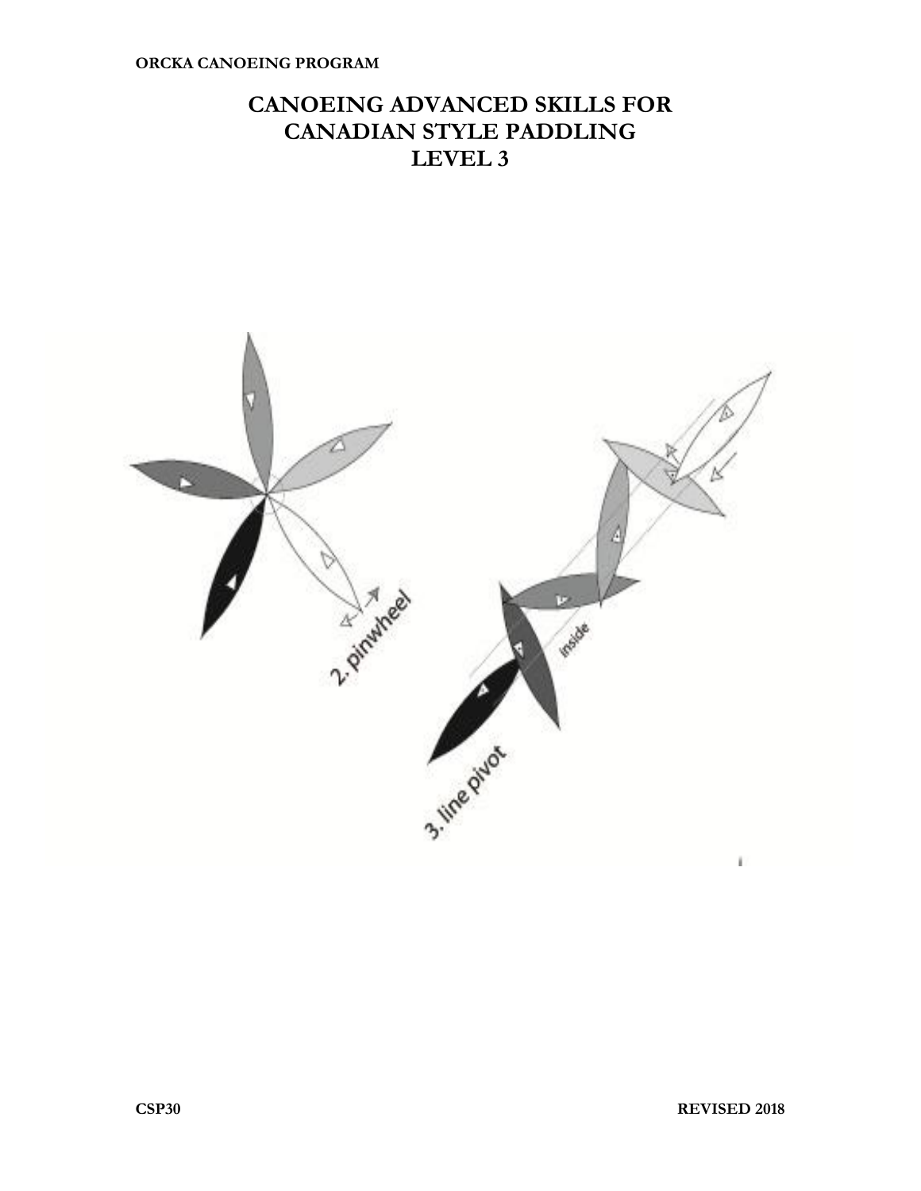# CANOEING ADVANCED SKILLS FOR CANADIAN STYLE PADDLING LEVEL 3

2. pinwheel

inside

3. line pivot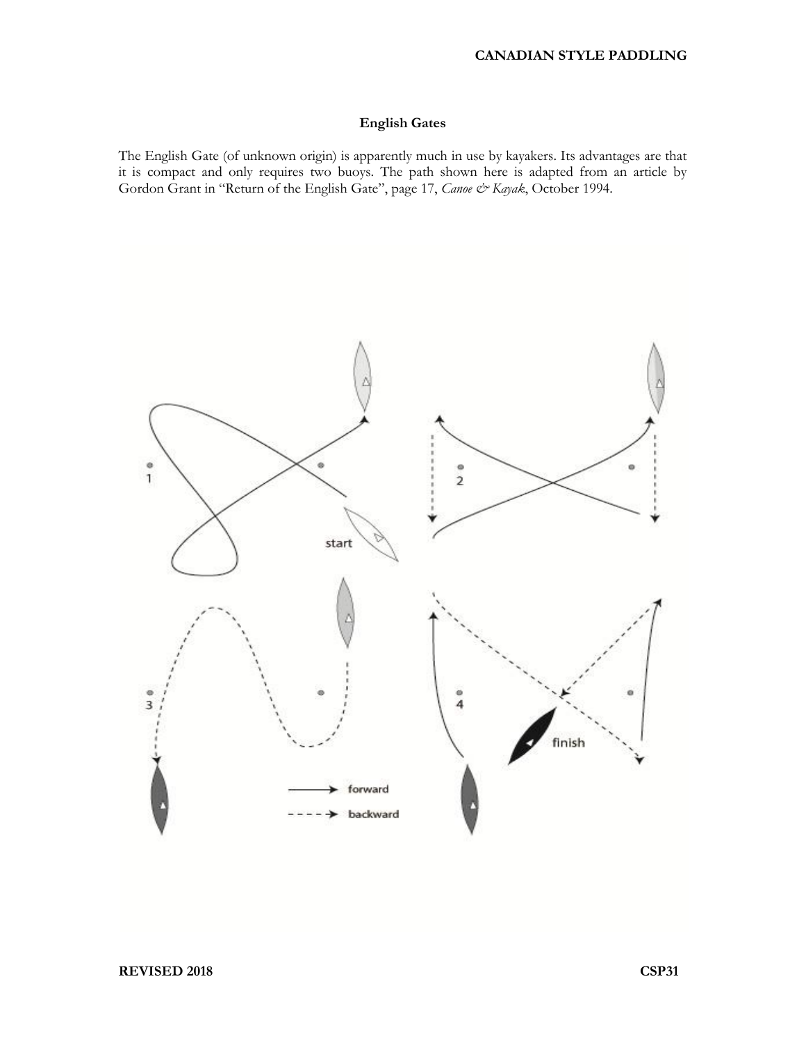**English Gates**

The English Gate (of unknown origin) is apparently much in use by kayakers. Its advantages are that it is compact and only requires two buoys. The path shown here is adapted from an article by Gordon Grant in "Return of the English Gate", page 17, *Canoe & Kayak*, October 1994.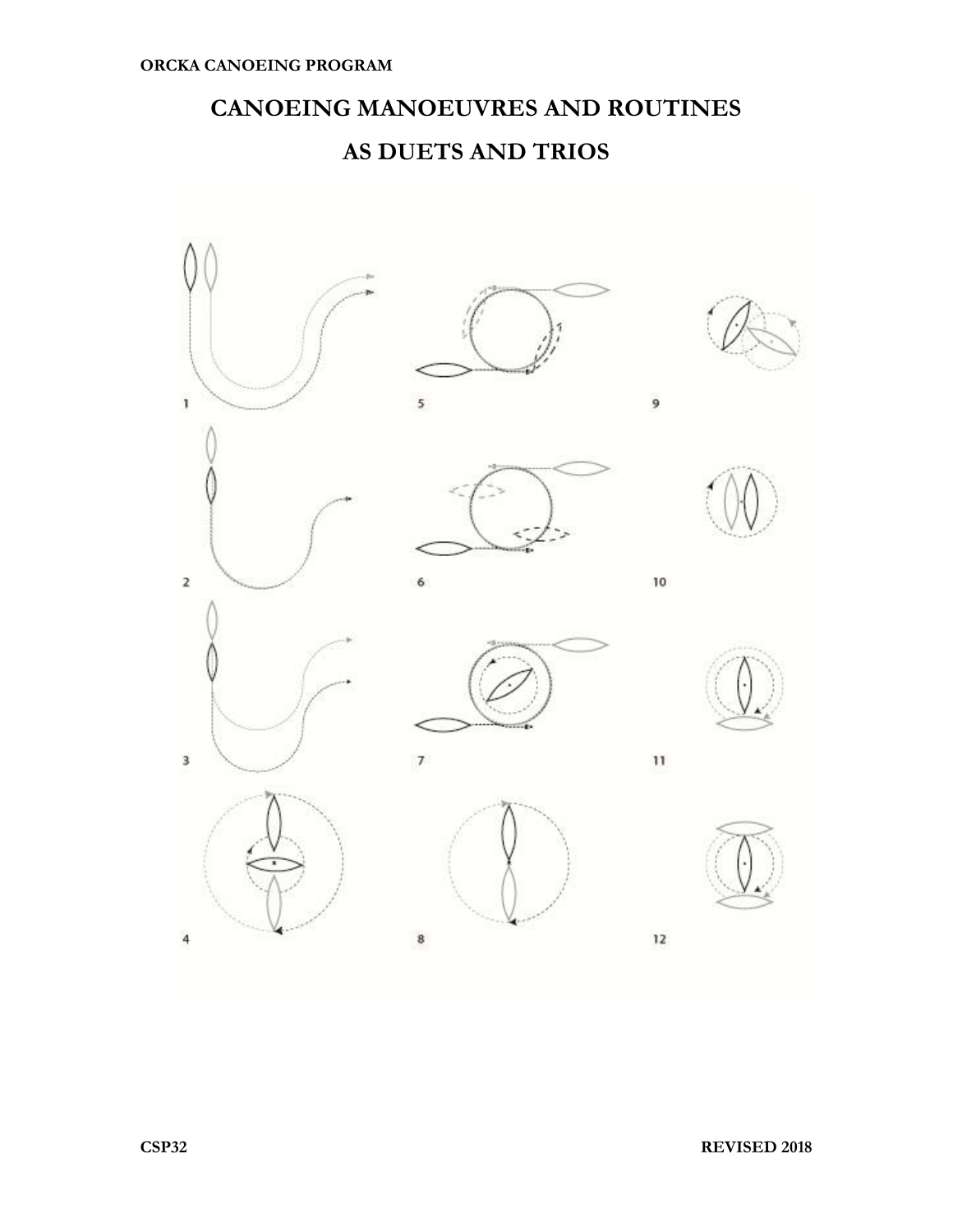# CANOEING MANOEUVRES AND ROUTINES

# AS DUETS AND TRIOS

1

5

9

2

6

10

3

7

11

4

8

12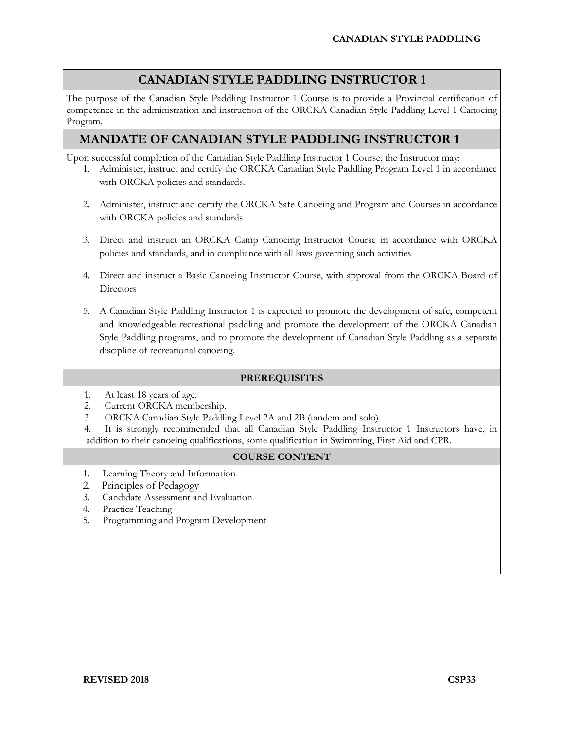# CANADIAN STYLE PADDLING INSTRUCTOR 1

The purpose of the Canadian Style Paddling Instructor 1 Course is to provide a Provincial certification of competence in the administration and instruction of the ORCKA Canadian Style Paddling Level 1 Canoeing Program.

## MANDATE OF CANADIAN STYLE PADDLING INSTRUCTOR 1

Upon successful completion of the Canadian Style Paddling Instructor 1 Course, the Instructor may:

1. Administer, instruct and certify the ORCKA Canadian Style Paddling Program Level 1 in accordance with ORCKA policies and standards.

2. Administer, instruct and certify the ORCKA Safe Canoeing and Program and Courses in accordance with ORCKA policies and standards

3. Direct and instruct an ORCKA Camp Canoeing Instructor Course in accordance with ORCKA policies and standards, and in compliance with all laws governing such activities

4. Direct and instruct a Basic Canoeing Instructor Course, with approval from the ORCKA Board of Directors

5. A Canadian Style Paddling Instructor 1 is expected to promote the development of safe, competent and knowledgeable recreational paddling and promote the development of the ORCKA Canadian Style Paddling programs, and to promote the development of Canadian Style Paddling as a separate discipline of recreational canoeing.

### PREREQUISITES

1. At least 18 years of age.
2. Current ORCKA membership.
3. ORCKA Canadian Style Paddling Level 2A and 2B (tandem and solo)
4. It is strongly recommended that all Canadian Style Paddling Instructor 1 Instructors have, in addition to their canoeing qualifications, some qualification in Swimming, First Aid and CPR.

### COURSE CONTENT

1. Learning Theory and Information
2. Principles of Pedagogy
3. Candidate Assessment and Evaluation
4. Practice Teaching
5. Programming and Program Development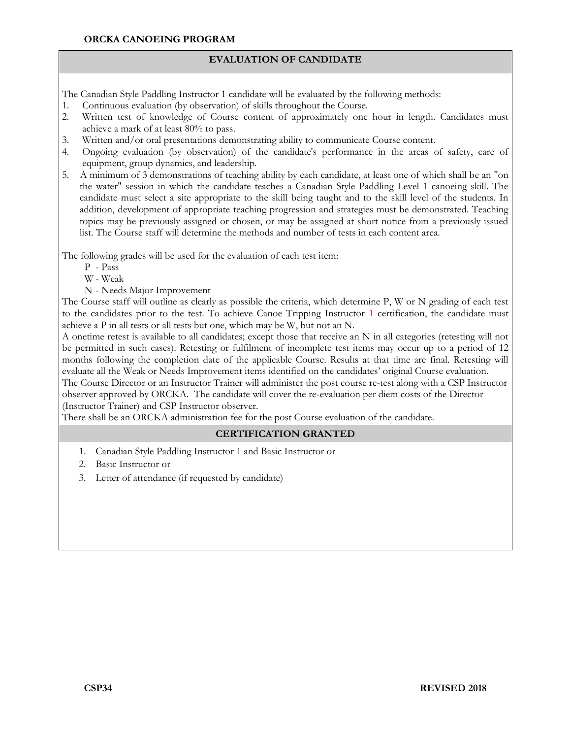**ORCKA CANOEING PROGRAM**

## EVALUATION OF CANDIDATE

The Canadian Style Paddling Instructor 1 candidate will be evaluated by the following methods:

1. Continuous evaluation (by observation) of skills throughout the Course.
2. Written test of knowledge of Course content of approximately one hour in length. Candidates must achieve a mark of at least 80% to pass.
3. Written and/or oral presentations demonstrating ability to communicate Course content.
4. Ongoing evaluation (by observation) of the candidate's performance in the areas of safety, care of equipment, group dynamics, and leadership.
5. A minimum of 3 demonstrations of teaching ability by each candidate, at least one of which shall be an "on the water" session in which the candidate teaches a Canadian Style Paddling Level 1 canoeing skill. The candidate must select a site appropriate to the skill being taught and to the skill level of the students. In addition, development of appropriate teaching progression and strategies must be demonstrated. Teaching topics may be previously assigned or chosen, or may be assigned at short notice from a previously issued list. The Course staff will determine the methods and number of tests in each content area.

The following grades will be used for the evaluation of each test item:

- P - Pass
- W - Weak
- N - Needs Major Improvement

The Course staff will outline as clearly as possible the criteria, which determine P, W or N grading of each test to the candidates prior to the test. To achieve Canoe Tripping Instructor 1 certification, the candidate must achieve a P in all tests or all tests but one, which may be W, but not an N.

A onetime retest is available to all candidates; except those that receive an N in all categories (retesting will not be permitted in such cases). Retesting or fulfilment of incomplete test items may occur up to a period of 12 months following the completion date of the applicable Course. Results at that time are final. Retesting will evaluate all the Weak or Needs Improvement items identified on the candidates' original Course evaluation.

The Course Director or an Instructor Trainer will administer the post course re-test along with a CSP Instructor observer approved by ORCKA. The candidate will cover the re-evaluation per diem costs of the Director (Instructor Trainer) and CSP Instructor observer.

There shall be an ORCKA administration fee for the post Course evaluation of the candidate.

## CERTIFICATION GRANTED

1. Canadian Style Paddling Instructor 1 and Basic Instructor or
2. Basic Instructor or
3. Letter of attendance (if requested by candidate)

**CSP34** **REVISED 2018**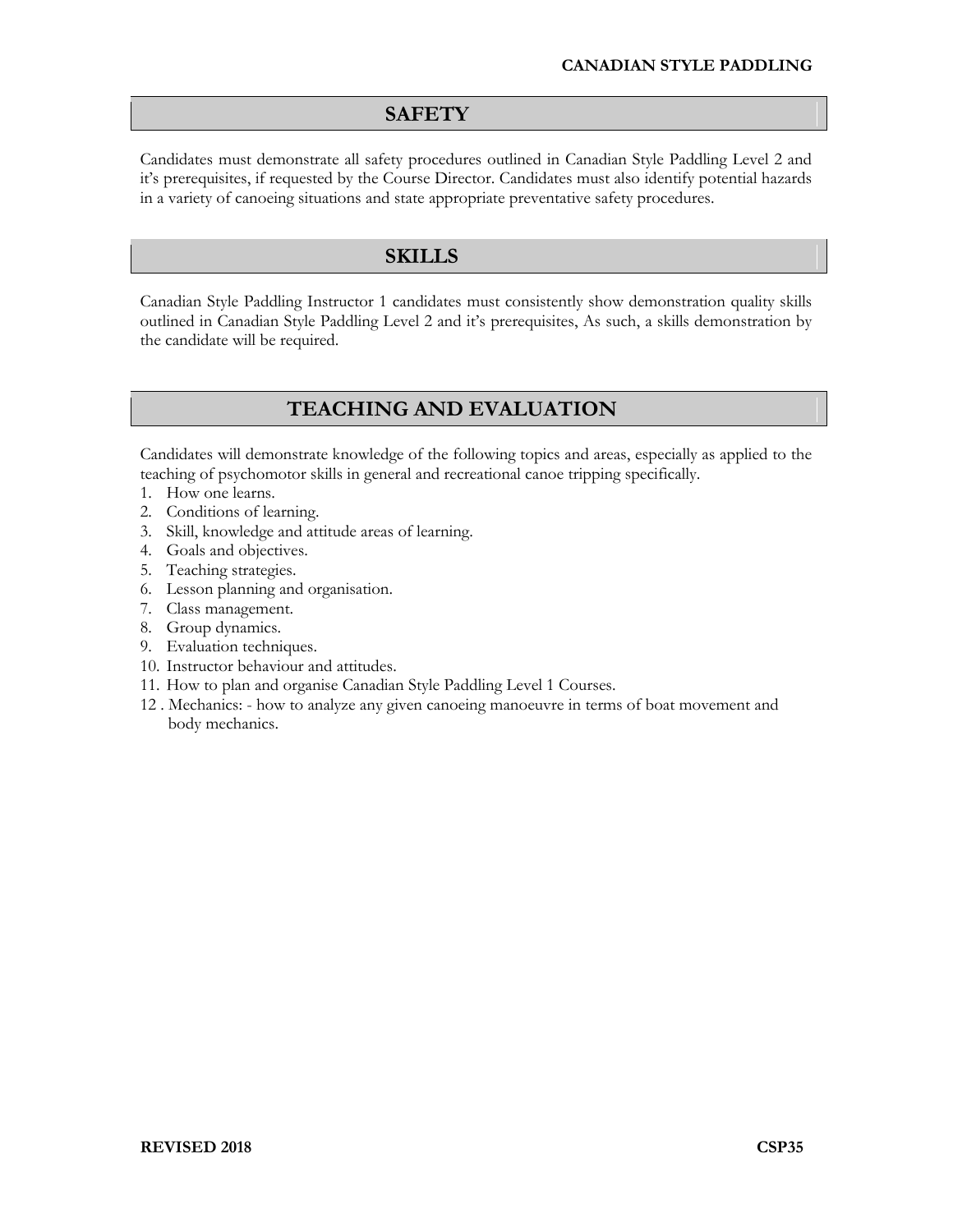## SAFETY

Candidates must demonstrate all safety procedures outlined in Canadian Style Paddling Level 2 and it's prerequisites, if requested by the Course Director. Candidates must also identify potential hazards in a variety of canoeing situations and state appropriate preventative safety procedures.

## SKILLS

Canadian Style Paddling Instructor 1 candidates must consistently show demonstration quality skills outlined in Canadian Style Paddling Level 2 and it's prerequisites, As such, a skills demonstration by the candidate will be required.

## TEACHING AND EVALUATION

Candidates will demonstrate knowledge of the following topics and areas, especially as applied to the teaching of psychomotor skills in general and recreational canoe tripping specifically.

1. How one learns.
2. Conditions of learning.
3. Skill, knowledge and attitude areas of learning.
4. Goals and objectives.
5. Teaching strategies.
6. Lesson planning and organisation.
7. Class management.
8. Group dynamics.
9. Evaluation techniques.
10. Instructor behaviour and attitudes.
11. How to plan and organise Canadian Style Paddling Level 1 Courses.
12. Mechanics: - how to analyze any given canoeing manoeuvre in terms of boat movement and body mechanics.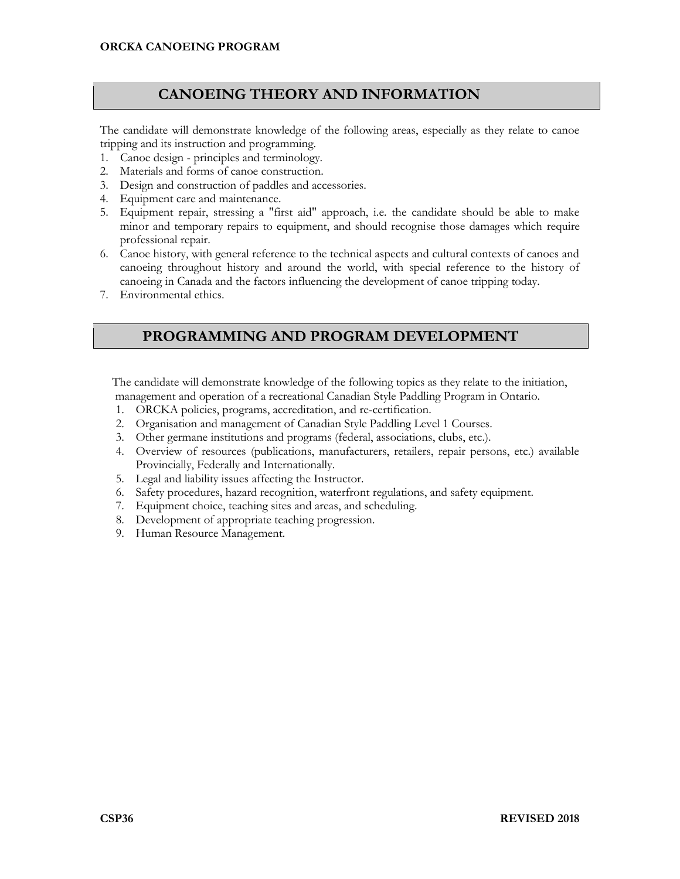## CANOEING THEORY AND INFORMATION

The candidate will demonstrate knowledge of the following areas, especially as they relate to canoe tripping and its instruction and programming.

1. Canoe design - principles and terminology.
2. Materials and forms of canoe construction.
3. Design and construction of paddles and accessories.
4. Equipment care and maintenance.
5. Equipment repair, stressing a "first aid" approach, i.e. the candidate should be able to make minor and temporary repairs to equipment, and should recognise those damages which require professional repair.
6. Canoe history, with general reference to the technical aspects and cultural contexts of canoes and canoeing throughout history and around the world, with special reference to the history of canoeing in Canada and the factors influencing the development of canoe tripping today.
7. Environmental ethics.

## PROGRAMMING AND PROGRAM DEVELOPMENT

The candidate will demonstrate knowledge of the following topics as they relate to the initiation, management and operation of a recreational Canadian Style Paddling Program in Ontario.

1. ORCKA policies, programs, accreditation, and re-certification.
2. Organisation and management of Canadian Style Paddling Level 1 Courses.
3. Other germane institutions and programs (federal, associations, clubs, etc.).
4. Overview of resources (publications, manufacturers, retailers, repair persons, etc.) available Provincially, Federally and Internationally.
5. Legal and liability issues affecting the Instructor.
6. Safety procedures, hazard recognition, waterfront regulations, and safety equipment.
7. Equipment choice, teaching sites and areas, and scheduling.
8. Development of appropriate teaching progression.
9. Human Resource Management.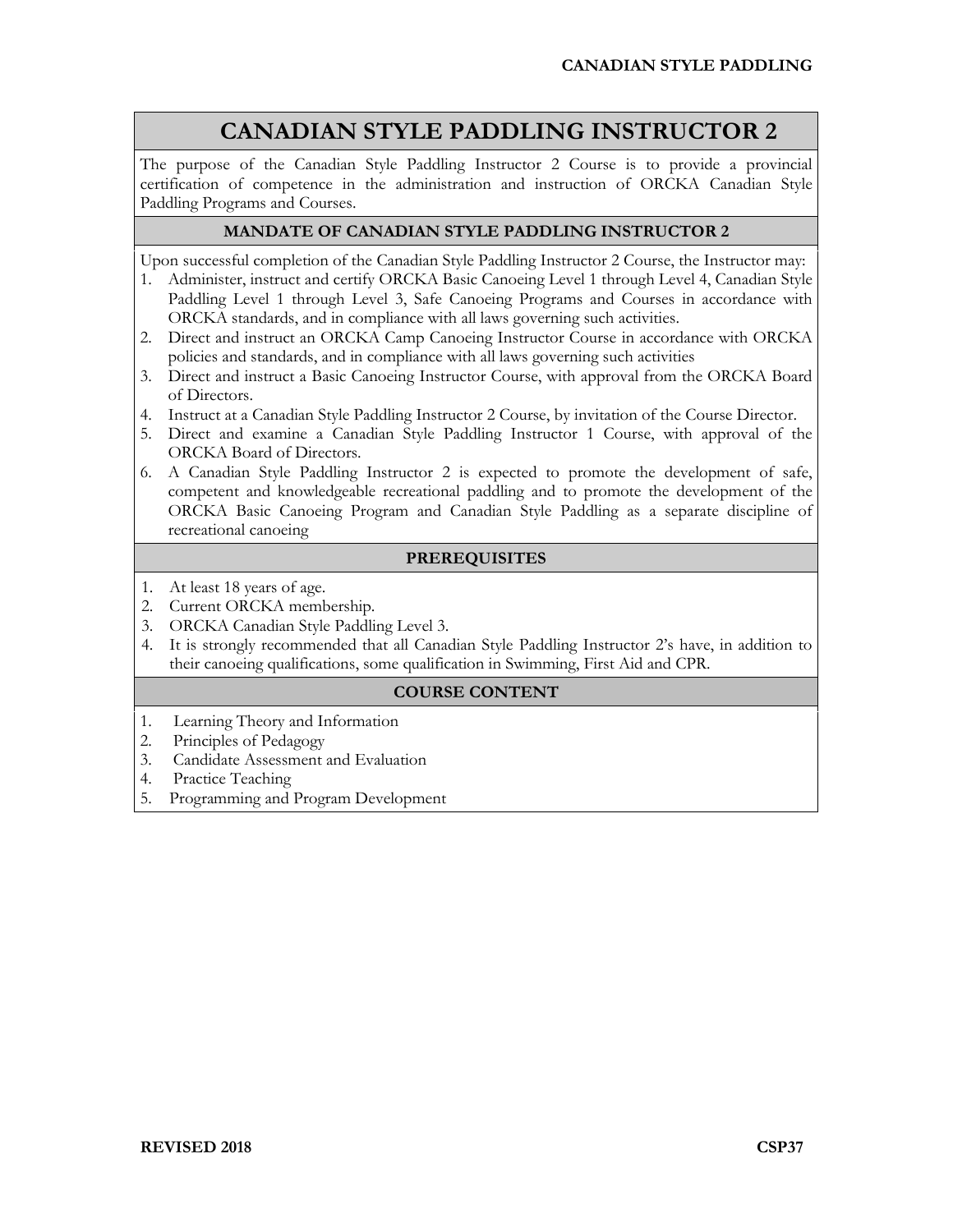# CANADIAN STYLE PADDLING INSTRUCTOR 2

The purpose of the Canadian Style Paddling Instructor 2 Course is to provide a provincial certification of competence in the administration and instruction of ORCKA Canadian Style Paddling Programs and Courses.

## MANDATE OF CANADIAN STYLE PADDLING INSTRUCTOR 2

Upon successful completion of the Canadian Style Paddling Instructor 2 Course, the Instructor may:

1. Administer, instruct and certify ORCKA Basic Canoeing Level 1 through Level 4, Canadian Style Paddling Level 1 through Level 3, Safe Canoeing Programs and Courses in accordance with ORCKA standards, and in compliance with all laws governing such activities.
2. Direct and instruct an ORCKA Camp Canoeing Instructor Course in accordance with ORCKA policies and standards, and in compliance with all laws governing such activities
3. Direct and instruct a Basic Canoeing Instructor Course, with approval from the ORCKA Board of Directors.
4. Instruct at a Canadian Style Paddling Instructor 2 Course, by invitation of the Course Director.
5. Direct and examine a Canadian Style Paddling Instructor 1 Course, with approval of the ORCKA Board of Directors.
6. A Canadian Style Paddling Instructor 2 is expected to promote the development of safe, competent and knowledgeable recreational paddling and to promote the development of the ORCKA Basic Canoeing Program and Canadian Style Paddling as a separate discipline of recreational canoeing

## PREREQUISITES

1. At least 18 years of age.
2. Current ORCKA membership.
3. ORCKA Canadian Style Paddling Level 3.
4. It is strongly recommended that all Canadian Style Paddling Instructor 2's have, in addition to their canoeing qualifications, some qualification in Swimming, First Aid and CPR.

## COURSE CONTENT

1. Learning Theory and Information
2. Principles of Pedagogy
3. Candidate Assessment and Evaluation
4. Practice Teaching
5. Programming and Program Development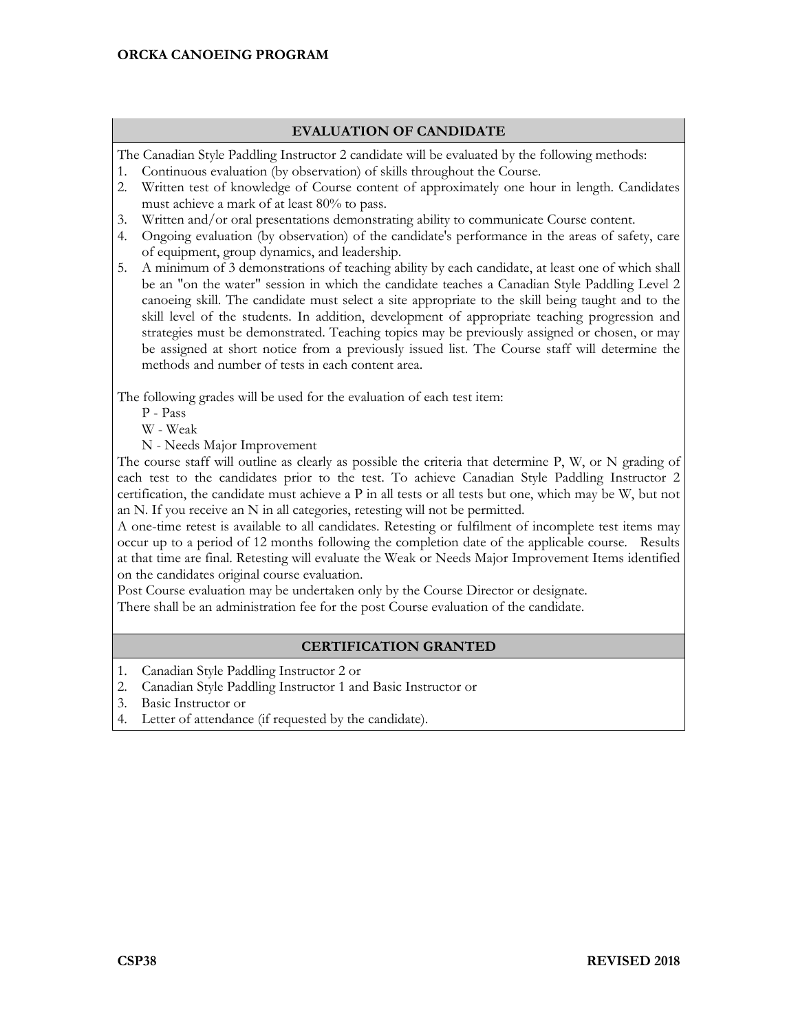## EVALUATION OF CANDIDATE

The Canadian Style Paddling Instructor 2 candidate will be evaluated by the following methods:

1. Continuous evaluation (by observation) of skills throughout the Course.
2. Written test of knowledge of Course content of approximately one hour in length. Candidates must achieve a mark of at least 80% to pass.
3. Written and/or oral presentations demonstrating ability to communicate Course content.
4. Ongoing evaluation (by observation) of the candidate's performance in the areas of safety, care of equipment, group dynamics, and leadership.
5. A minimum of 3 demonstrations of teaching ability by each candidate, at least one of which shall be an "on the water" session in which the candidate teaches a Canadian Style Paddling Level 2 canoeing skill. The candidate must select a site appropriate to the skill being taught and to the skill level of the students. In addition, development of appropriate teaching progression and strategies must be demonstrated. Teaching topics may be previously assigned or chosen, or may be assigned at short notice from a previously issued list. The Course staff will determine the methods and number of tests in each content area.

The following grades will be used for the evaluation of each test item:

P - Pass
W - Weak
N - Needs Major Improvement

The course staff will outline as clearly as possible the criteria that determine P, W, or N grading of each test to the candidates prior to the test. To achieve Canadian Style Paddling Instructor 2 certification, the candidate must achieve a P in all tests or all tests but one, which may be W, but not an N. If you receive an N in all categories, retesting will not be permitted.

A one-time retest is available to all candidates. Retesting or fulfilment of incomplete test items may occur up to a period of 12 months following the completion date of the applicable course. Results at that time are final. Retesting will evaluate the Weak or Needs Major Improvement Items identified on the candidates original course evaluation.

Post Course evaluation may be undertaken only by the Course Director or designate.

There shall be an administration fee for the post Course evaluation of the candidate.

## CERTIFICATION GRANTED

1. Canadian Style Paddling Instructor 2 or
2. Canadian Style Paddling Instructor 1 and Basic Instructor or
3. Basic Instructor or
4. Letter of attendance (if requested by the candidate).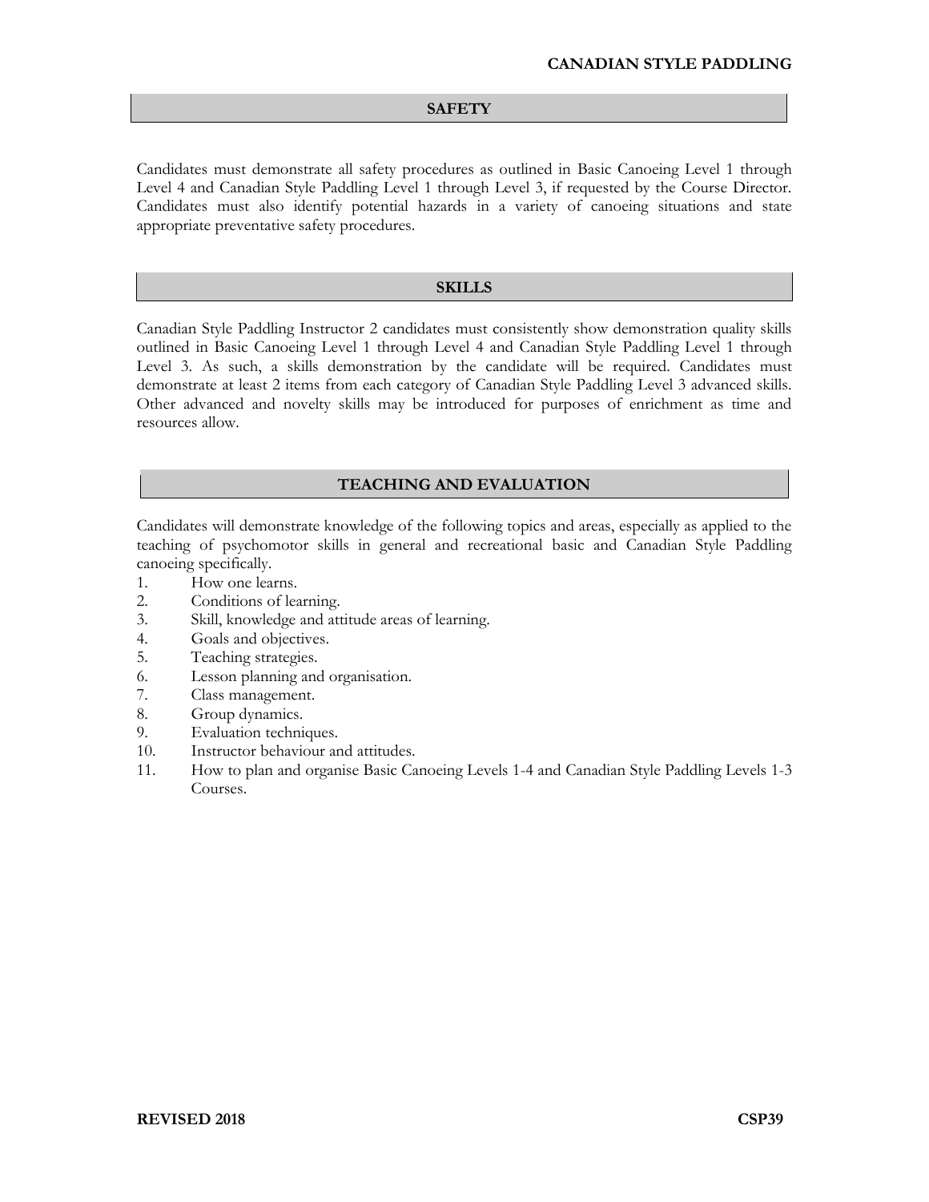## SAFETY

Candidates must demonstrate all safety procedures as outlined in Basic Canoeing Level 1 through Level 4 and Canadian Style Paddling Level 1 through Level 3, if requested by the Course Director. Candidates must also identify potential hazards in a variety of canoeing situations and state appropriate preventative safety procedures.

## SKILLS

Canadian Style Paddling Instructor 2 candidates must consistently show demonstration quality skills outlined in Basic Canoeing Level 1 through Level 4 and Canadian Style Paddling Level 1 through Level 3. As such, a skills demonstration by the candidate will be required. Candidates must demonstrate at least 2 items from each category of Canadian Style Paddling Level 3 advanced skills. Other advanced and novelty skills may be introduced for purposes of enrichment as time and resources allow.

## TEACHING AND EVALUATION

Candidates will demonstrate knowledge of the following topics and areas, especially as applied to the teaching of psychomotor skills in general and recreational basic and Canadian Style Paddling canoeing specifically.

1. How one learns.
2. Conditions of learning.
3. Skill, knowledge and attitude areas of learning.
4. Goals and objectives.
5. Teaching strategies.
6. Lesson planning and organisation.
7. Class management.
8. Group dynamics.
9. Evaluation techniques.
10. Instructor behaviour and attitudes.
11. How to plan and organise Basic Canoeing Levels 1-4 and Canadian Style Paddling Levels 1-3 Courses.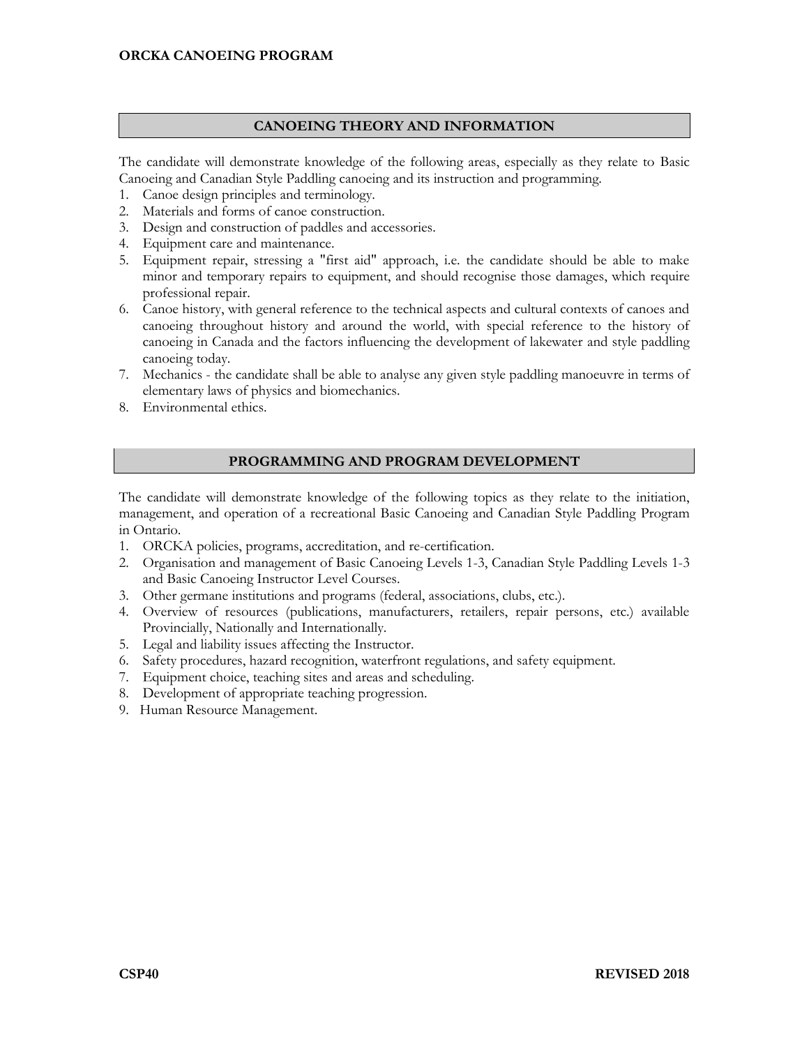## CANOEING THEORY AND INFORMATION

The candidate will demonstrate knowledge of the following areas, especially as they relate to Basic Canoeing and Canadian Style Paddling canoeing and its instruction and programming.

1. Canoe design principles and terminology.
2. Materials and forms of canoe construction.
3. Design and construction of paddles and accessories.
4. Equipment care and maintenance.
5. Equipment repair, stressing a "first aid" approach, i.e. the candidate should be able to make minor and temporary repairs to equipment, and should recognise those damages, which require professional repair.
6. Canoe history, with general reference to the technical aspects and cultural contexts of canoes and canoeing throughout history and around the world, with special reference to the history of canoeing in Canada and the factors influencing the development of lakewater and style paddling canoeing today.
7. Mechanics - the candidate shall be able to analyse any given style paddling manoeuvre in terms of elementary laws of physics and biomechanics.
8. Environmental ethics.

## PROGRAMMING AND PROGRAM DEVELOPMENT

The candidate will demonstrate knowledge of the following topics as they relate to the initiation, management, and operation of a recreational Basic Canoeing and Canadian Style Paddling Program in Ontario.

1. ORCKA policies, programs, accreditation, and re-certification.
2. Organisation and management of Basic Canoeing Levels 1-3, Canadian Style Paddling Levels 1-3 and Basic Canoeing Instructor Level Courses.
3. Other germane institutions and programs (federal, associations, clubs, etc.).
4. Overview of resources (publications, manufacturers, retailers, repair persons, etc.) available Provincially, Nationally and Internationally.
5. Legal and liability issues affecting the Instructor.
6. Safety procedures, hazard recognition, waterfront regulations, and safety equipment.
7. Equipment choice, teaching sites and areas and scheduling.
8. Development of appropriate teaching progression.
9. Human Resource Management.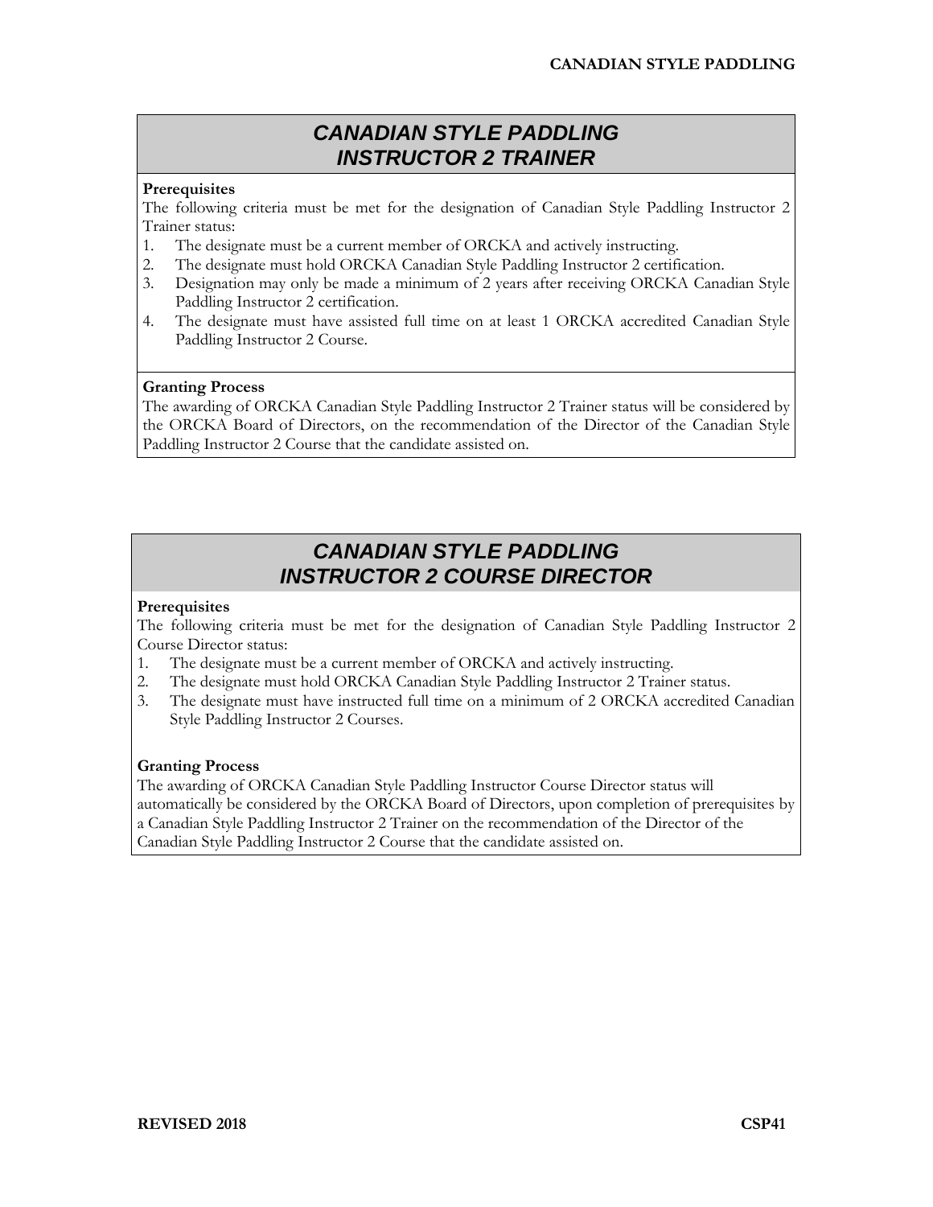## CANADIAN STYLE PADDLING INSTRUCTOR 2 TRAINER

**Prerequisites**

The following criteria must be met for the designation of Canadian Style Paddling Instructor 2 Trainer status:

1. The designate must be a current member of ORCKA and actively instructing.
2. The designate must hold ORCKA Canadian Style Paddling Instructor 2 certification.
3. Designation may only be made a minimum of 2 years after receiving ORCKA Canadian Style Paddling Instructor 2 certification.
4. The designate must have assisted full time on at least 1 ORCKA accredited Canadian Style Paddling Instructor 2 Course.

**Granting Process**

The awarding of ORCKA Canadian Style Paddling Instructor 2 Trainer status will be considered by the ORCKA Board of Directors, on the recommendation of the Director of the Canadian Style Paddling Instructor 2 Course that the candidate assisted on.

## CANADIAN STYLE PADDLING INSTRUCTOR 2 COURSE DIRECTOR

**Prerequisites**

The following criteria must be met for the designation of Canadian Style Paddling Instructor 2 Course Director status:

1. The designate must be a current member of ORCKA and actively instructing.
2. The designate must hold ORCKA Canadian Style Paddling Instructor 2 Trainer status.
3. The designate must have instructed full time on a minimum of 2 ORCKA accredited Canadian Style Paddling Instructor 2 Courses.

**Granting Process**

The awarding of ORCKA Canadian Style Paddling Instructor Course Director status will automatically be considered by the ORCKA Board of Directors, upon completion of prerequisites by a Canadian Style Paddling Instructor 2 Trainer on the recommendation of the Director of the Canadian Style Paddling Instructor 2 Course that the candidate assisted on.